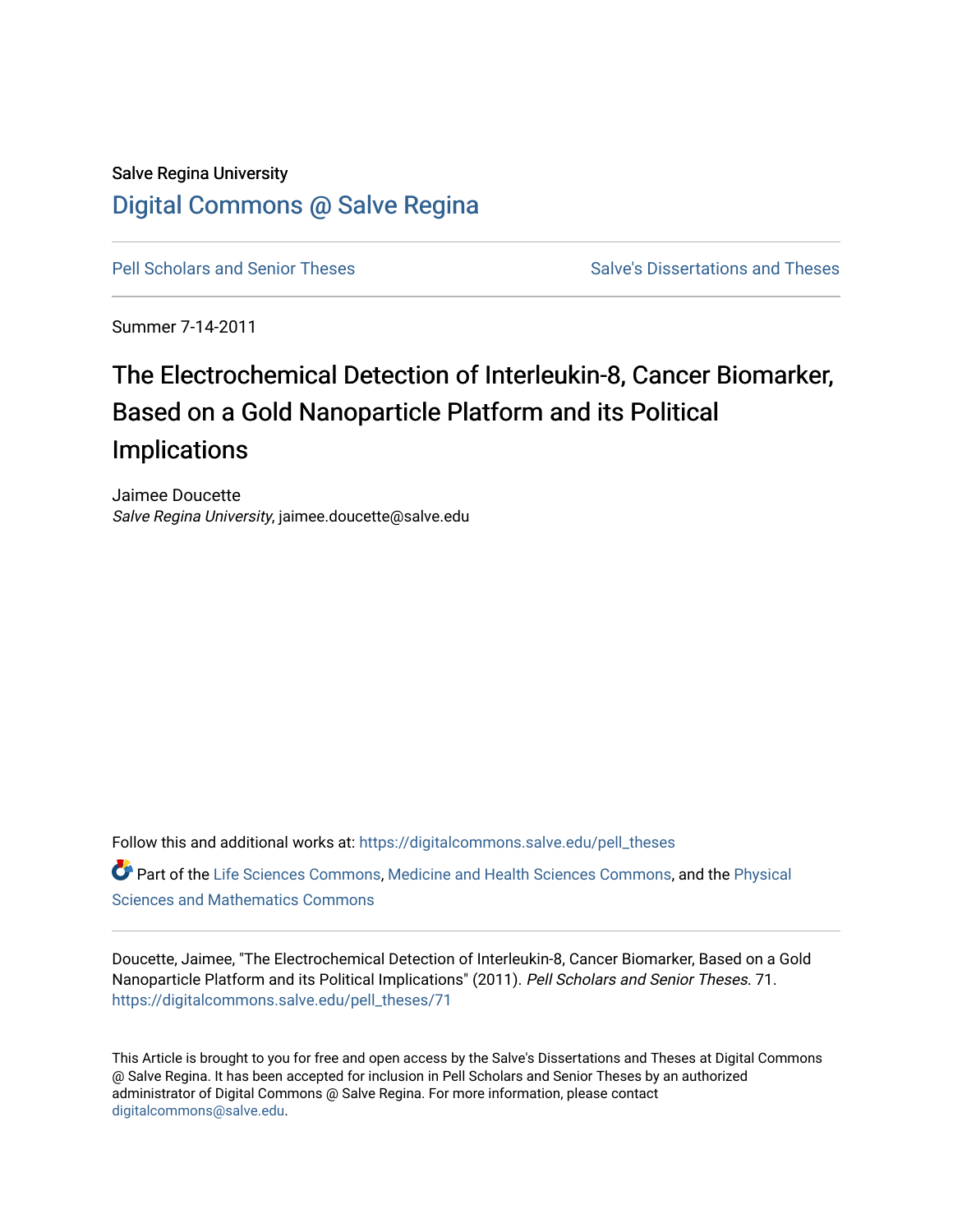Salve Regina University

# Digital Commons @ Salve Regina

Pell Scholars and Senior Theses

Salve's Dissertations and Theses

Summer 7-14-2011

# The Electrochemical Detection of Interleukin-8, Cancer Biomarker, Based on a Gold Nanoparticle Platform and its Political Implications

Jaimee Doucette
*Salve Regina University*, jaimee.doucette@salve.edu

Follow this and additional works at: https://digitalcommons.salve.edu/pell_theses

Part of the Life Sciences Commons, Medicine and Health Sciences Commons, and the Physical Sciences and Mathematics Commons

Doucette, Jaimee, "The Electrochemical Detection of Interleukin-8, Cancer Biomarker, Based on a Gold Nanoparticle Platform and its Political Implications" (2011). *Pell Scholars and Senior Theses*. 71.
https://digitalcommons.salve.edu/pell_theses/71

This Article is brought to you for free and open access by the Salve's Dissertations and Theses at Digital Commons @ Salve Regina. It has been accepted for inclusion in Pell Scholars and Senior Theses by an authorized administrator of Digital Commons @ Salve Regina. For more information, please contact digitalcommons@salve.edu.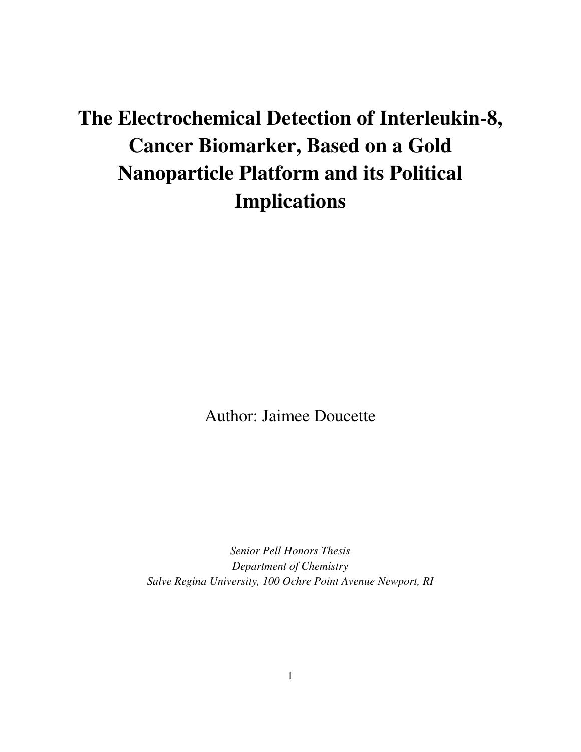# The Electrochemical Detection of Interleukin-8, Cancer Biomarker, Based on a Gold Nanoparticle Platform and its Political Implications

Author: Jaimee Doucette

*Senior Pell Honors Thesis*
*Department of Chemistry*
*Salve Regina University, 100 Ochre Point Avenue Newport, RI*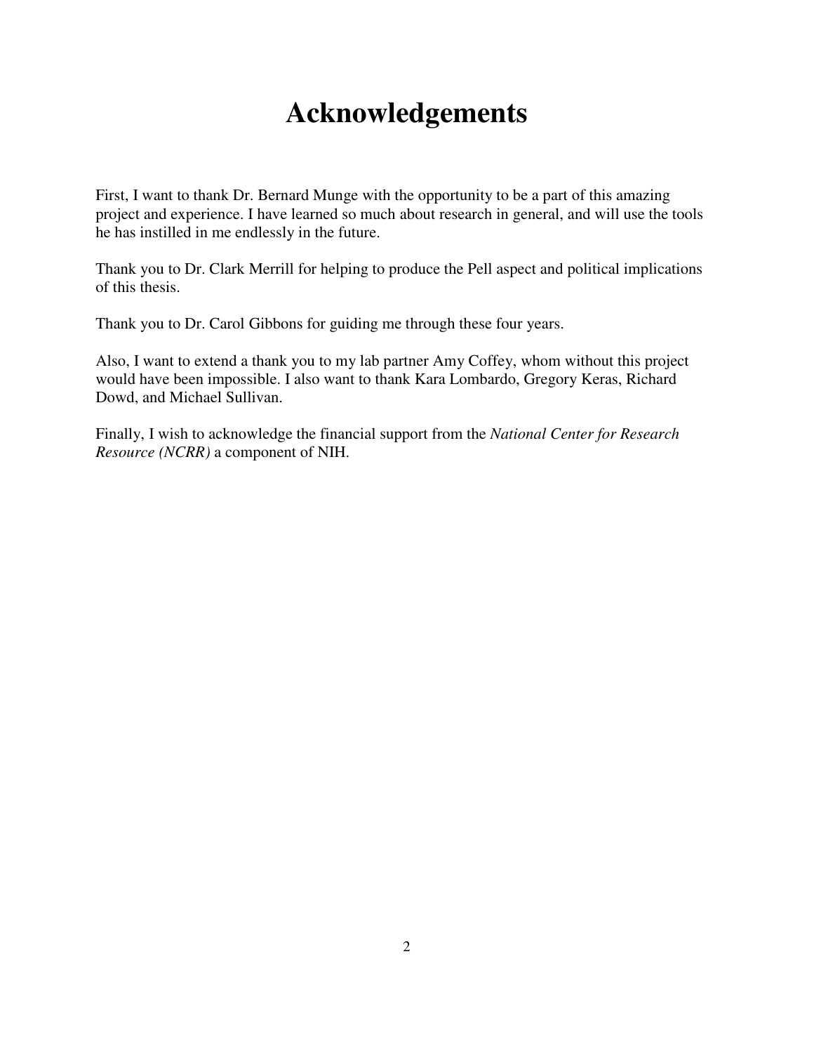# Acknowledgements

First, I want to thank Dr. Bernard Munge with the opportunity to be a part of this amazing project and experience. I have learned so much about research in general, and will use the tools he has instilled in me endlessly in the future.

Thank you to Dr. Clark Merrill for helping to produce the Pell aspect and political implications of this thesis.

Thank you to Dr. Carol Gibbons for guiding me through these four years.

Also, I want to extend a thank you to my lab partner Amy Coffey, whom without this project would have been impossible. I also want to thank Kara Lombardo, Gregory Keras, Richard Dowd, and Michael Sullivan.

Finally, I wish to acknowledge the financial support from the *National Center for Research Resource (NCRR)* a component of NIH.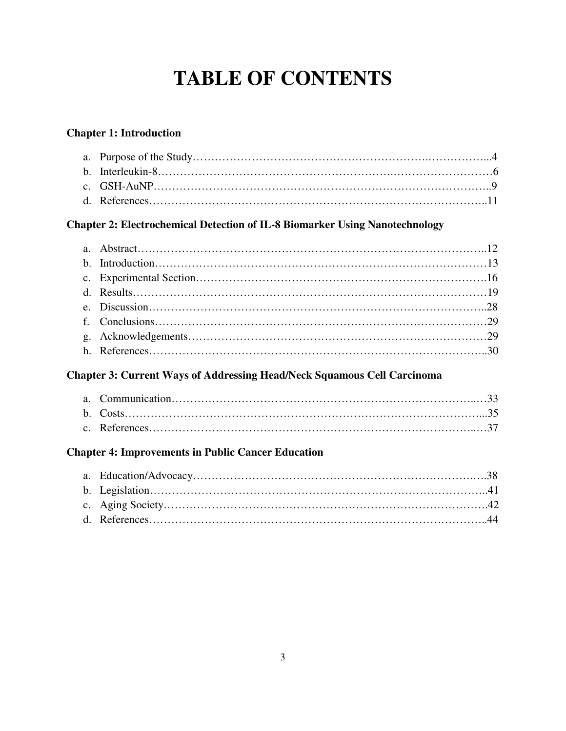# TABLE OF CONTENTS

**Chapter 1: Introduction**

a. Purpose of the Study……………………………………………………….……………...4
b. Interleukin-8……………………………………………………….………………………6
c. GSH-AuNP…………………………………………………………………………….…..9
d. References……………………………………………………………………………..…..11

**Chapter 2: Electrochemical Detection of IL-8 Biomarker Using Nanotechnology**

a. Abstract……………………………………………………………………………….…..12
b. Introduction…………………………………………………………………………..……13
c. Experimental Section……………………………………………………………….…….16
d. Results……………………………………………………………………………….……19
e. Discussion………………………………………………………………………………...28
f. Conclusions……………………………………………………………………………….29
g. Acknowledgements……………………………………………………………………….29
h. References………………………………………………………………………………..30

**Chapter 3: Current Ways of Addressing Head/Neck Squamous Cell Carcinoma**

a. Communication……………………………………………………………………..…33
b. Costs……………………………………………………………………………………...35
c. References……………………………………………………………………………..…37

**Chapter 4: Improvements in Public Cancer Education**

a. Education/Advocacy……………………………………………………………….….38
b. Legislation………………………………………………………………………………..41
c. Aging Society…………………………………………………………………………….42
d. References………………………………………………………………………………..44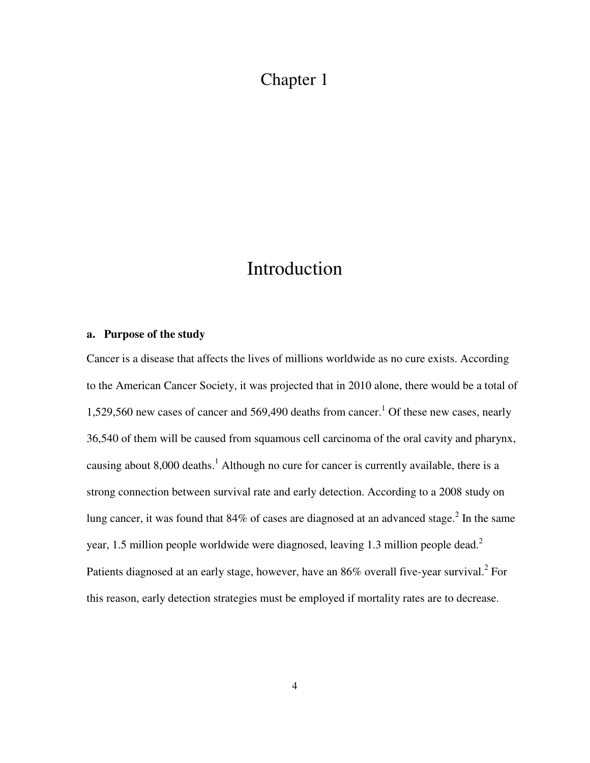# Chapter 1

# Introduction

### a. Purpose of the study

Cancer is a disease that affects the lives of millions worldwide as no cure exists. According to the American Cancer Society, it was projected that in 2010 alone, there would be a total of 1,529,560 new cases of cancer and 569,490 deaths from cancer.[1] Of these new cases, nearly 36,540 of them will be caused from squamous cell carcinoma of the oral cavity and pharynx, causing about 8,000 deaths.[1] Although no cure for cancer is currently available, there is a strong connection between survival rate and early detection. According to a 2008 study on lung cancer, it was found that 84% of cases are diagnosed at an advanced stage.[2] In the same year, 1.5 million people worldwide were diagnosed, leaving 1.3 million people dead.[2] Patients diagnosed at an early stage, however, have an 86% overall five-year survival.[2] For this reason, early detection strategies must be employed if mortality rates are to decrease.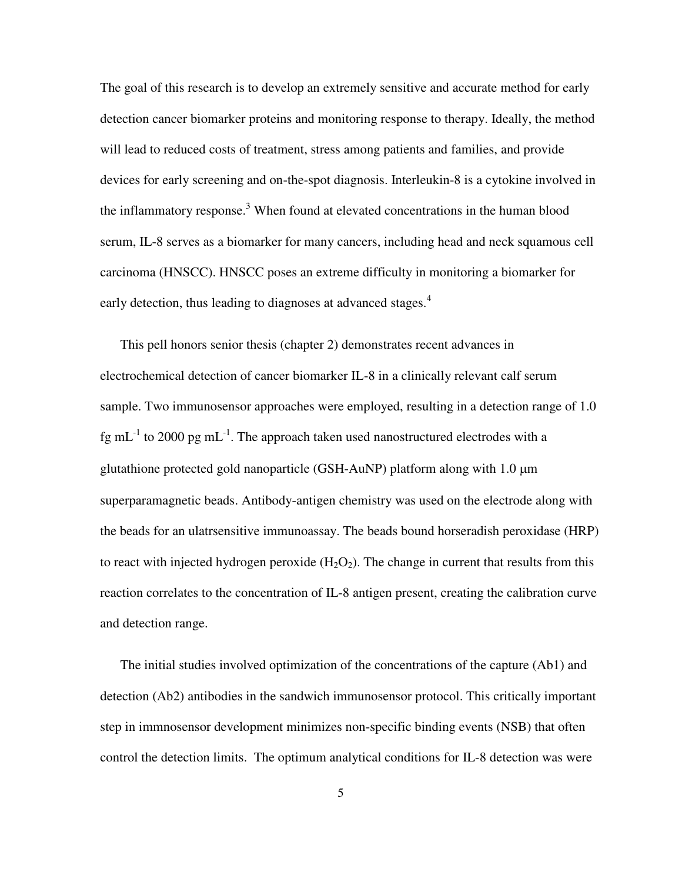The goal of this research is to develop an extremely sensitive and accurate method for early detection cancer biomarker proteins and monitoring response to therapy. Ideally, the method will lead to reduced costs of treatment, stress among patients and families, and provide devices for early screening and on-the-spot diagnosis. Interleukin-8 is a cytokine involved in the inflammatory response.[3] When found at elevated concentrations in the human blood serum, IL-8 serves as a biomarker for many cancers, including head and neck squamous cell carcinoma (HNSCC). HNSCC poses an extreme difficulty in monitoring a biomarker for early detection, thus leading to diagnoses at advanced stages.[4]

This pell honors senior thesis (chapter 2) demonstrates recent advances in electrochemical detection of cancer biomarker IL-8 in a clinically relevant calf serum sample. Two immunosensor approaches were employed, resulting in a detection range of 1.0 fg $mL^{-1}$ to 2000 pg $mL^{-1}$. The approach taken used nanostructured electrodes with a glutathione protected gold nanoparticle (GSH-AuNP) platform along with 1.0 μm superparamagnetic beads. Antibody-antigen chemistry was used on the electrode along with the beads for an ulatrsensitive immunoassay. The beads bound horseradish peroxidase (HRP) to react with injected hydrogen peroxide ($H_2O_2$). The change in current that results from this reaction correlates to the concentration of IL-8 antigen present, creating the calibration curve and detection range.

The initial studies involved optimization of the concentrations of the capture (Ab1) and detection (Ab2) antibodies in the sandwich immunosensor protocol. This critically important step in immnosensor development minimizes non-specific binding events (NSB) that often control the detection limits. The optimum analytical conditions for IL-8 detection was were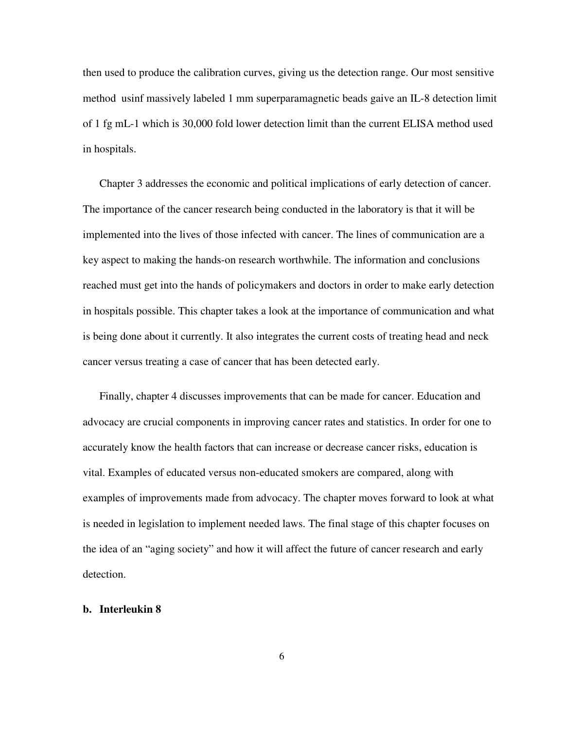then used to produce the calibration curves, giving us the detection range. Our most sensitive method usinf massively labeled 1 mm superparamagnetic beads gaive an IL-8 detection limit of 1 fg mL-1 which is 30,000 fold lower detection limit than the current ELISA method used in hospitals.

Chapter 3 addresses the economic and political implications of early detection of cancer. The importance of the cancer research being conducted in the laboratory is that it will be implemented into the lives of those infected with cancer. The lines of communication are a key aspect to making the hands-on research worthwhile. The information and conclusions reached must get into the hands of policymakers and doctors in order to make early detection in hospitals possible. This chapter takes a look at the importance of communication and what is being done about it currently. It also integrates the current costs of treating head and neck cancer versus treating a case of cancer that has been detected early.

Finally, chapter 4 discusses improvements that can be made for cancer. Education and advocacy are crucial components in improving cancer rates and statistics. In order for one to accurately know the health factors that can increase or decrease cancer risks, education is vital. Examples of educated versus non-educated smokers are compared, along with examples of improvements made from advocacy. The chapter moves forward to look at what is needed in legislation to implement needed laws. The final stage of this chapter focuses on the idea of an "aging society" and how it will affect the future of cancer research and early detection.

**b. Interleukin 8**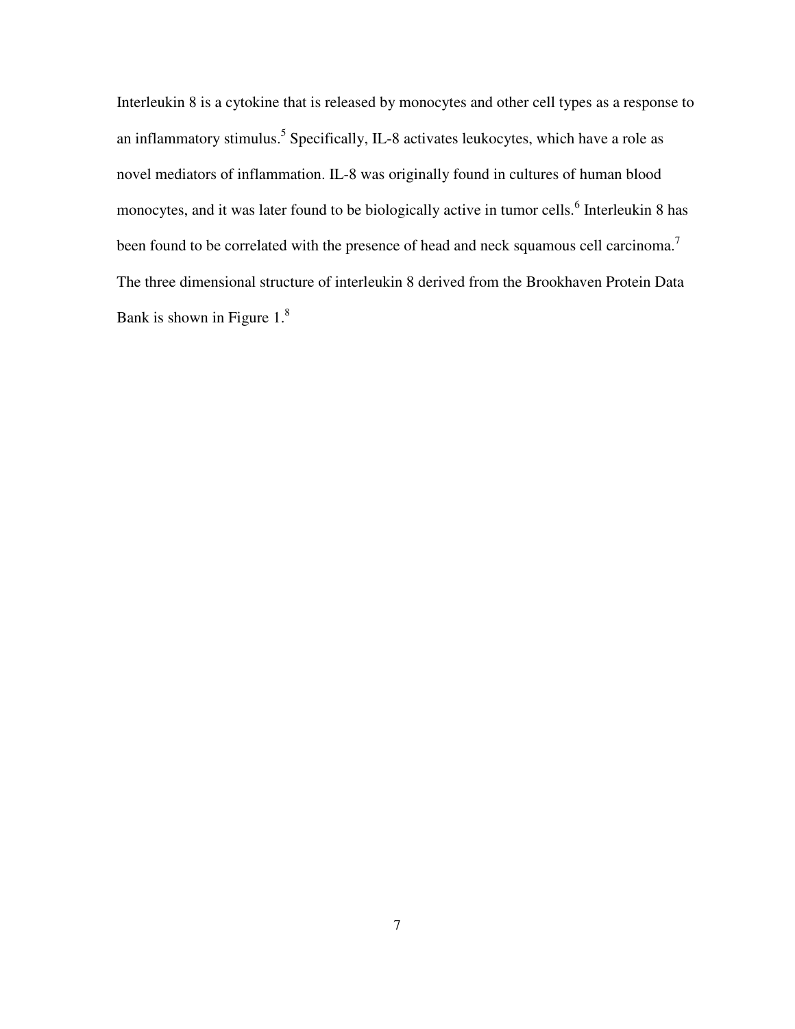Interleukin 8 is a cytokine that is released by monocytes and other cell types as a response to an inflammatory stimulus.[5] Specifically, IL-8 activates leukocytes, which have a role as novel mediators of inflammation. IL-8 was originally found in cultures of human blood monocytes, and it was later found to be biologically active in tumor cells.[6] Interleukin 8 has been found to be correlated with the presence of head and neck squamous cell carcinoma.[7] The three dimensional structure of interleukin 8 derived from the Brookhaven Protein Data Bank is shown in Figure 1.[8]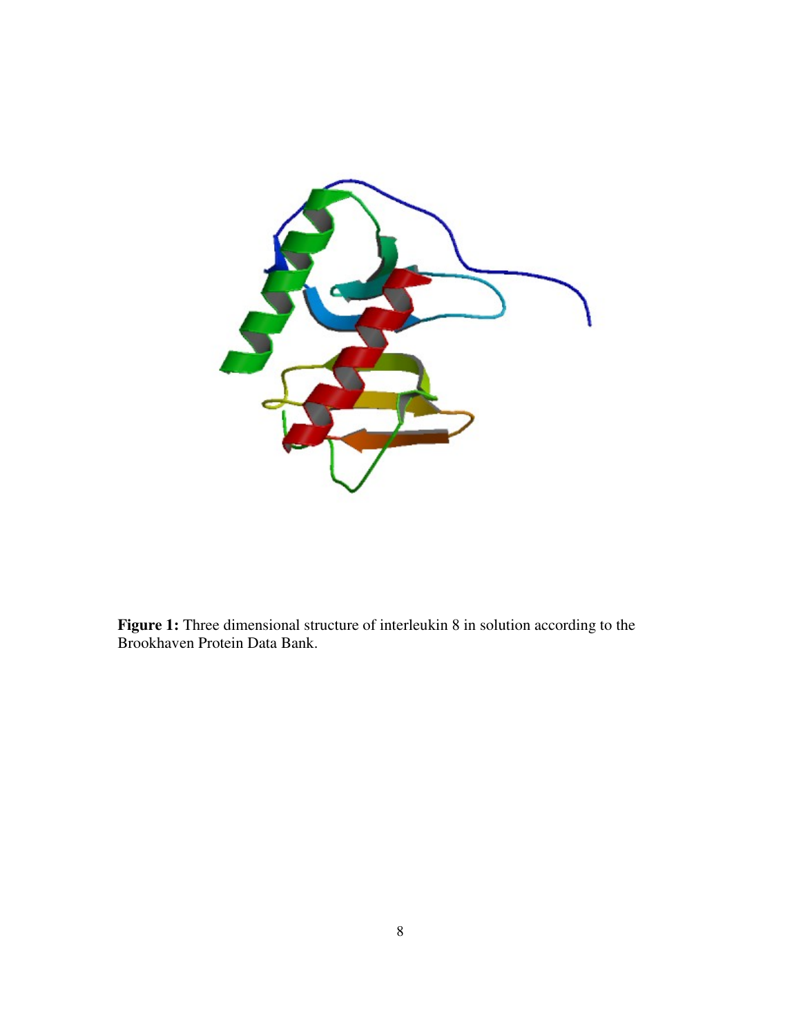**Figure 1:** Three dimensional structure of interleukin 8 in solution according to the Brookhaven Protein Data Bank.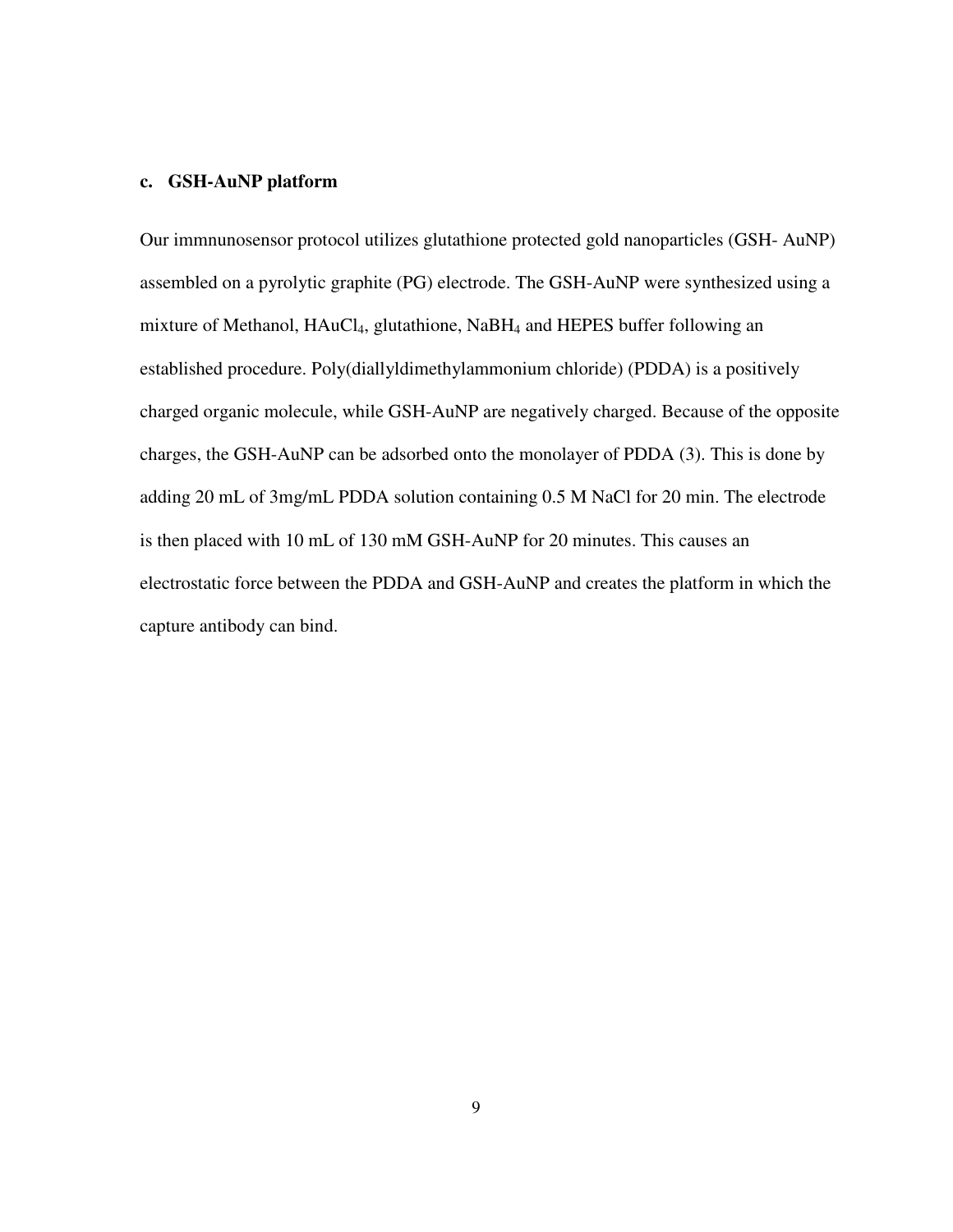### c. GSH-AuNP platform

Our immnunosensor protocol utilizes glutathione protected gold nanoparticles (GSH- AuNP) assembled on a pyrolytic graphite (PG) electrode. The GSH-AuNP were synthesized using a mixture of Methanol, $HAuCl_4$, glutathione, $NaBH_4$ and HEPES buffer following an established procedure. Poly(diallyldimethylammonium chloride) (PDDA) is a positively charged organic molecule, while GSH-AuNP are negatively charged. Because of the opposite charges, the GSH-AuNP can be adsorbed onto the monolayer of PDDA (3). This is done by adding 20 mL of 3mg/mL PDDA solution containing 0.5 M NaCl for 20 min. The electrode is then placed with 10 mL of 130 mM GSH-AuNP for 20 minutes. This causes an electrostatic force between the PDDA and GSH-AuNP and creates the platform in which the capture antibody can bind.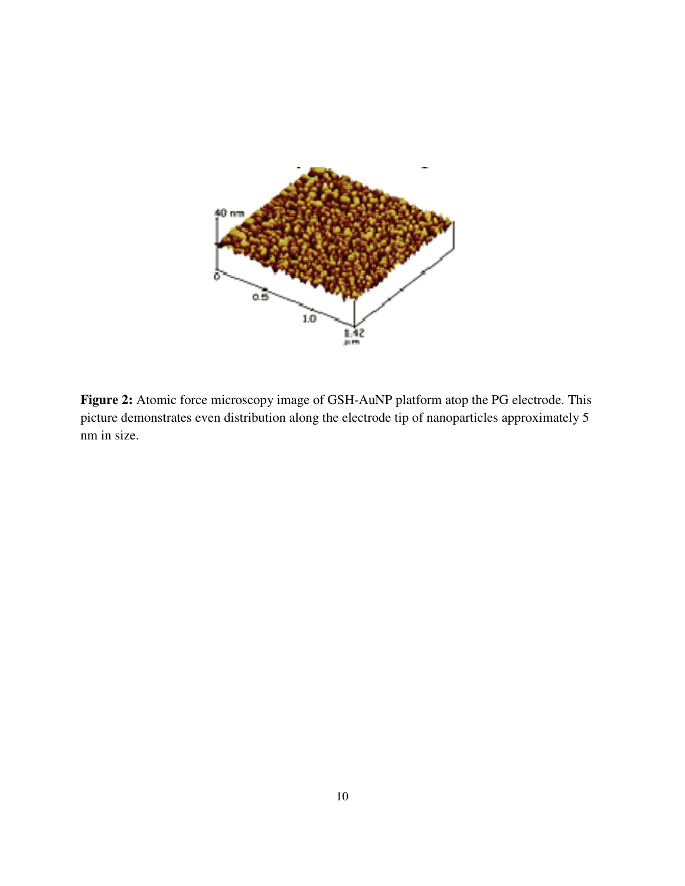**Figure 2:** Atomic force microscopy image of GSH-AuNP platform atop the PG electrode. This picture demonstrates even distribution along the electrode tip of nanoparticles approximately 5 nm in size.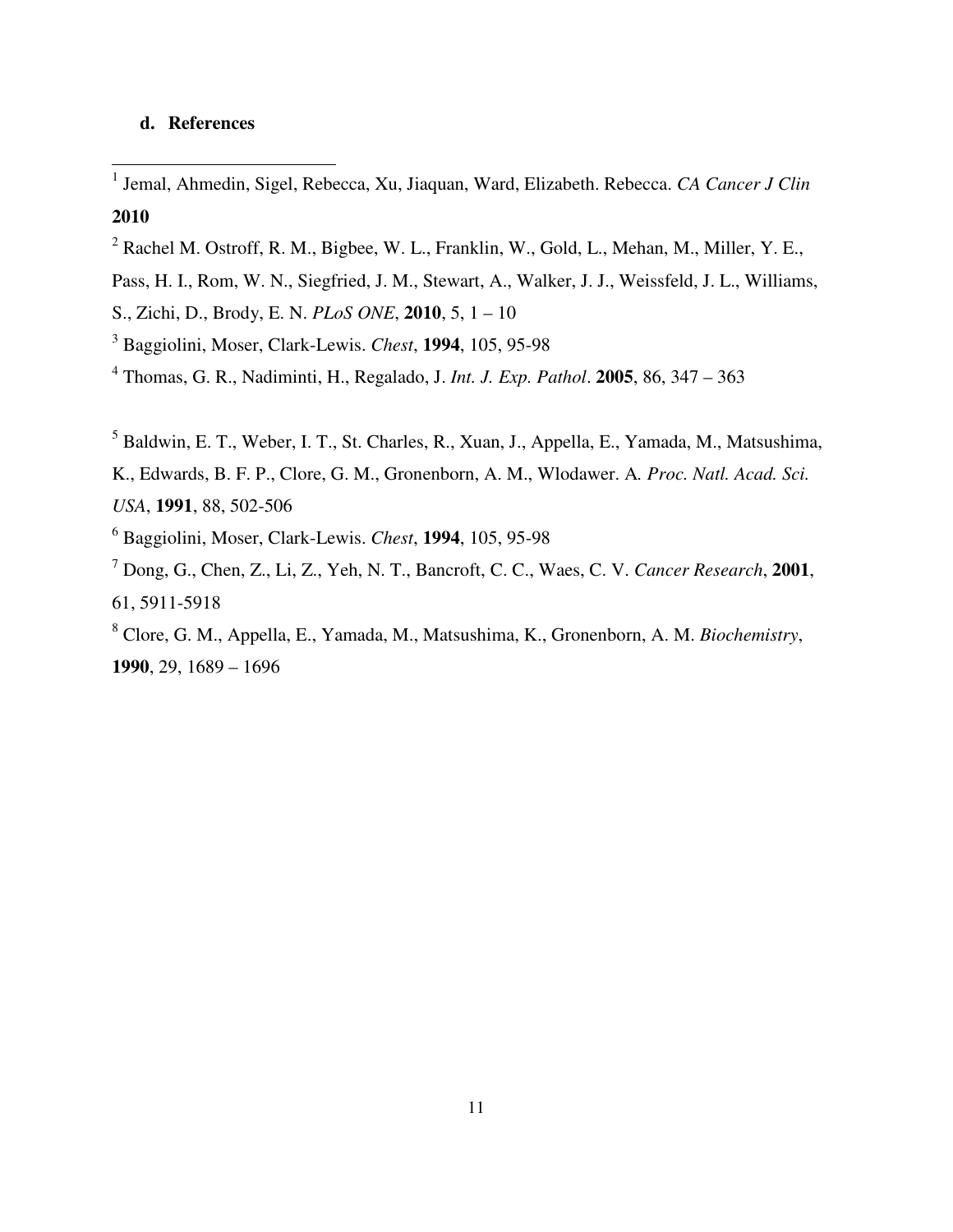### d. References

[1] Jemal, Ahmedin, Sigel, Rebecca, Xu, Jiaquan, Ward, Elizabeth. Rebecca. *CA Cancer J Clin* **2010**

[2] Rachel M. Ostroff, R. M., Bigbee, W. L., Franklin, W., Gold, L., Mehan, M., Miller, Y. E., Pass, H. I., Rom, W. N., Siegfried, J. M., Stewart, A., Walker, J. J., Weissfeld, J. L., Williams, S., Zichi, D., Brody, E. N. *PLoS ONE*, **2010**, 5, 1 – 10

[3] Baggiolini, Moser, Clark-Lewis. *Chest*, **1994**, 105, 95-98

[4] Thomas, G. R., Nadiminti, H., Regalado, J. *Int. J. Exp. Pathol*. **2005**, 86, 347 – 363

[5] Baldwin, E. T., Weber, I. T., St. Charles, R., Xuan, J., Appella, E., Yamada, M., Matsushima, K., Edwards, B. F. P., Clore, G. M., Gronenborn, A. M., Wlodawer. A. *Proc. Natl. Acad. Sci. USA*, **1991**, 88, 502-506

[6] Baggiolini, Moser, Clark-Lewis. *Chest*, **1994**, 105, 95-98

[7] Dong, G., Chen, Z., Li, Z., Yeh, N. T., Bancroft, C. C., Waes, C. V. *Cancer Research*, **2001**, 61, 5911-5918

[8] Clore, G. M., Appella, E., Yamada, M., Matsushima, K., Gronenborn, A. M. *Biochemistry*, **1990**, 29, 1689 – 1696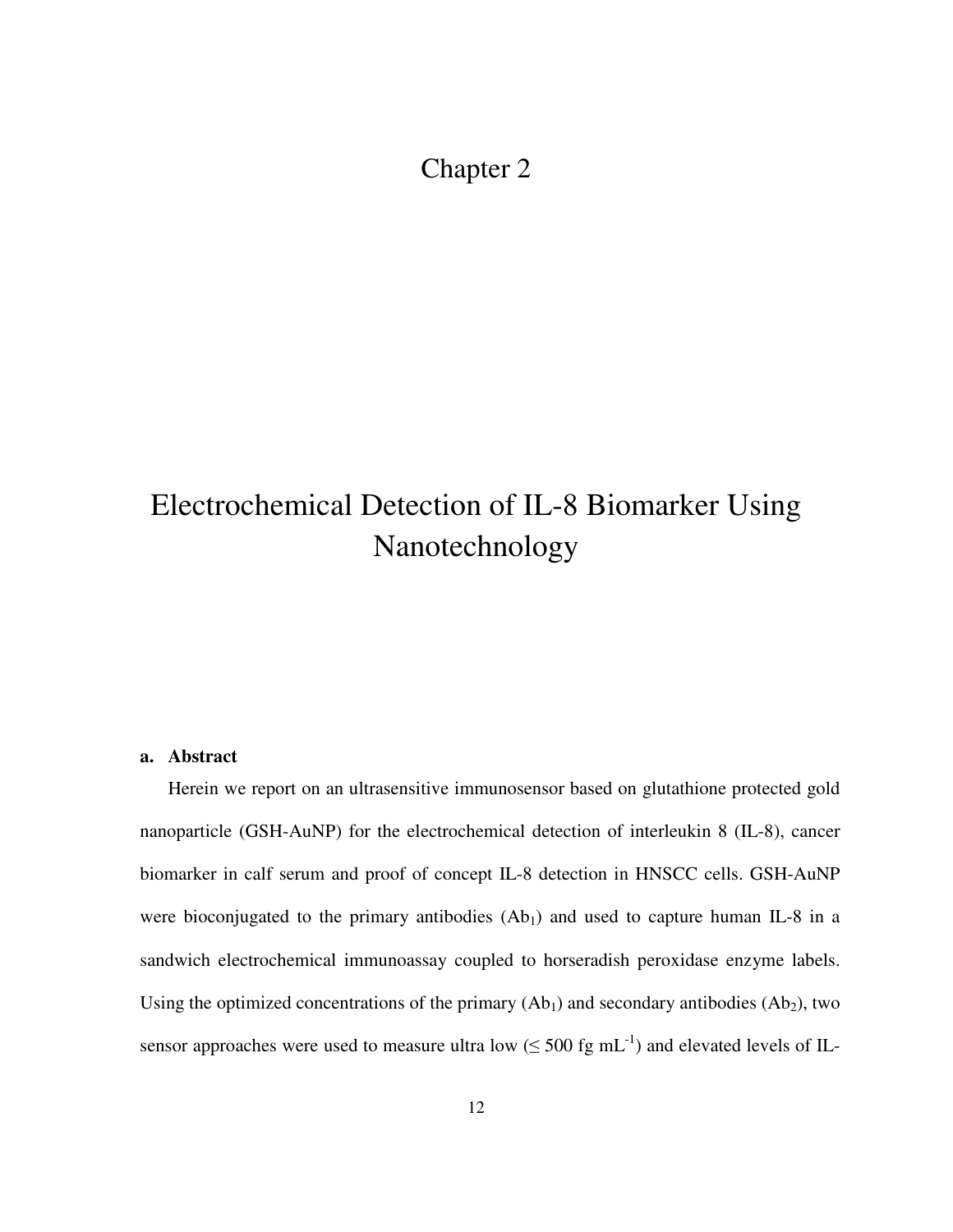# Chapter 2

# Electrochemical Detection of IL-8 Biomarker Using Nanotechnology

**a. Abstract**

Herein we report on an ultrasensitive immunosensor based on glutathione protected gold nanoparticle (GSH-AuNP) for the electrochemical detection of interleukin 8 (IL-8), cancer biomarker in calf serum and proof of concept IL-8 detection in HNSCC cells. GSH-AuNP were bioconjugated to the primary antibodies ($Ab_1$) and used to capture human IL-8 in a sandwich electrochemical immunoassay coupled to horseradish peroxidase enzyme labels. Using the optimized concentrations of the primary ($Ab_1$) and secondary antibodies ($Ab_2$), two sensor approaches were used to measure ultra low ($\leq$ 500 fg $mL^{-1}$) and elevated levels of IL-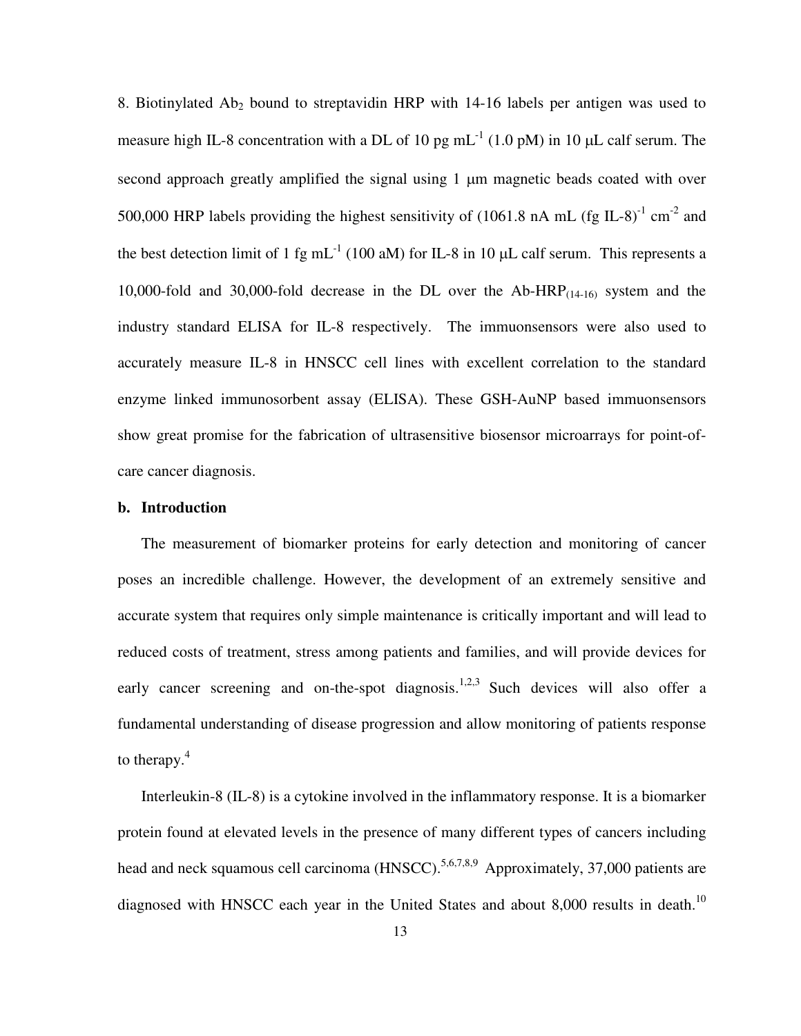8. Biotinylated $Ab_2$ bound to streptavidin HRP with 14-16 labels per antigen was used to measure high IL-8 concentration with a DL of 10 pg $mL^{-1}$ (1.0 pM) in 10 μL calf serum. The second approach greatly amplified the signal using 1 μm magnetic beads coated with over 500,000 HRP labels providing the highest sensitivity of (1061.8 nA mL (fg IL-8)$^{-1}$ $cm^{-2}$ and the best detection limit of 1 fg $mL^{-1}$ (100 aM) for IL-8 in 10 μL calf serum. This represents a 10,000-fold and 30,000-fold decrease in the DL over the Ab-$HRP_{(14-16)}$ system and the industry standard ELISA for IL-8 respectively. The immuonsensors were also used to accurately measure IL-8 in HNSCC cell lines with excellent correlation to the standard enzyme linked immunosorbent assay (ELISA). These GSH-AuNP based immuonsensors show great promise for the fabrication of ultrasensitive biosensor microarrays for point-of-care cancer diagnosis.

## b. Introduction

The measurement of biomarker proteins for early detection and monitoring of cancer poses an incredible challenge. However, the development of an extremely sensitive and accurate system that requires only simple maintenance is critically important and will lead to reduced costs of treatment, stress among patients and families, and will provide devices for early cancer screening and on-the-spot diagnosis.[1,2,3] Such devices will also offer a fundamental understanding of disease progression and allow monitoring of patients response to therapy.[4]

Interleukin-8 (IL-8) is a cytokine involved in the inflammatory response. It is a biomarker protein found at elevated levels in the presence of many different types of cancers including head and neck squamous cell carcinoma (HNSCC).[5,6,7,8,9] Approximately, 37,000 patients are diagnosed with HNSCC each year in the United States and about 8,000 results in death.[10]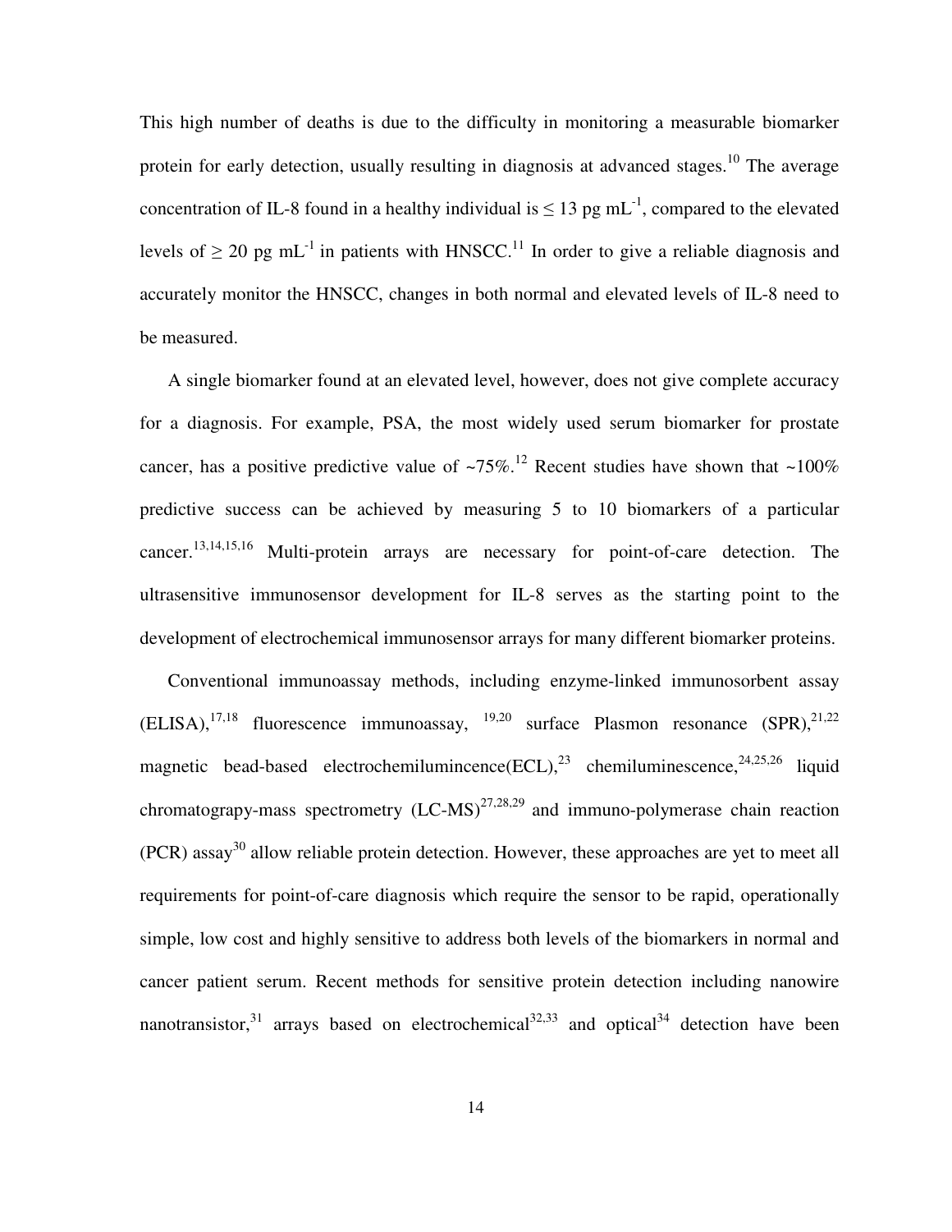This high number of deaths is due to the difficulty in monitoring a measurable biomarker protein for early detection, usually resulting in diagnosis at advanced stages.[10] The average concentration of IL-8 found in a healthy individual is ≤ 13 pg $mL^{-1}$, compared to the elevated levels of ≥ 20 pg $mL^{-1}$ in patients with HNSCC.[11] In order to give a reliable diagnosis and accurately monitor the HNSCC, changes in both normal and elevated levels of IL-8 need to be measured.

A single biomarker found at an elevated level, however, does not give complete accuracy for a diagnosis. For example, PSA, the most widely used serum biomarker for prostate cancer, has a positive predictive value of ~75%.[12] Recent studies have shown that ~100% predictive success can be achieved by measuring 5 to 10 biomarkers of a particular cancer.[13,14,15,16] Multi-protein arrays are necessary for point-of-care detection. The ultrasensitive immunosensor development for IL-8 serves as the starting point to the development of electrochemical immunosensor arrays for many different biomarker proteins.

Conventional immunoassay methods, including enzyme-linked immunosorbent assay (ELISA),[17,18] fluorescence immunoassay, [19,20] surface Plasmon resonance (SPR),[21,22] magnetic bead-based electrochemilumincence(ECL),[23] chemiluminescence,[24,25,26] liquid chromatograpy-mass spectrometry (LC-MS)[27,28,29] and immuno-polymerase chain reaction (PCR) assay[30] allow reliable protein detection. However, these approaches are yet to meet all requirements for point-of-care diagnosis which require the sensor to be rapid, operationally simple, low cost and highly sensitive to address both levels of the biomarkers in normal and cancer patient serum. Recent methods for sensitive protein detection including nanowire nanotransistor,[31] arrays based on electrochemical[32,33] and optical[34] detection have been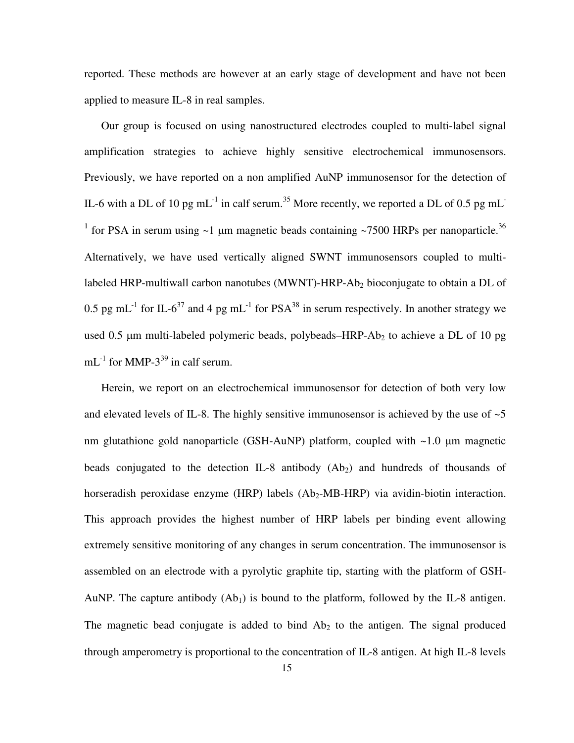reported. These methods are however at an early stage of development and have not been applied to measure IL-8 in real samples.

Our group is focused on using nanostructured electrodes coupled to multi-label signal amplification strategies to achieve highly sensitive electrochemical immunosensors. Previously, we have reported on a non amplified AuNP immunosensor for the detection of IL-6 with a DL of 10 pg $mL^{-1}$ in calf serum.[35] More recently, we reported a DL of 0.5 pg $mL^{-1}$ for PSA in serum using ~1 μm magnetic beads containing ~7500 HRPs per nanoparticle.[36] Alternatively, we have used vertically aligned SWNT immunosensors coupled to multi-labeled HRP-multiwall carbon nanotubes (MWNT)-HRP-$Ab_2$ bioconjugate to obtain a DL of 0.5 pg $mL^{-1}$ for IL-6[37] and 4 pg $mL^{-1}$ for PSA[38] in serum respectively. In another strategy we used 0.5 μm multi-labeled polymeric beads, polybeads–HRP-$Ab_2$ to achieve a DL of 10 pg $mL^{-1}$ for MMP-3[39] in calf serum.

Herein, we report on an electrochemical immunosensor for detection of both very low and elevated levels of IL-8. The highly sensitive immunosensor is achieved by the use of ~5 nm glutathione gold nanoparticle (GSH-AuNP) platform, coupled with ~1.0 μm magnetic beads conjugated to the detection IL-8 antibody ($Ab_2$) and hundreds of thousands of horseradish peroxidase enzyme (HRP) labels ($Ab_2$-MB-HRP) via avidin-biotin interaction. This approach provides the highest number of HRP labels per binding event allowing extremely sensitive monitoring of any changes in serum concentration. The immunosensor is assembled on an electrode with a pyrolytic graphite tip, starting with the platform of GSH-AuNP. The capture antibody ($Ab_1$) is bound to the platform, followed by the IL-8 antigen. The magnetic bead conjugate is added to bind $Ab_2$ to the antigen. The signal produced through amperometry is proportional to the concentration of IL-8 antigen. At high IL-8 levels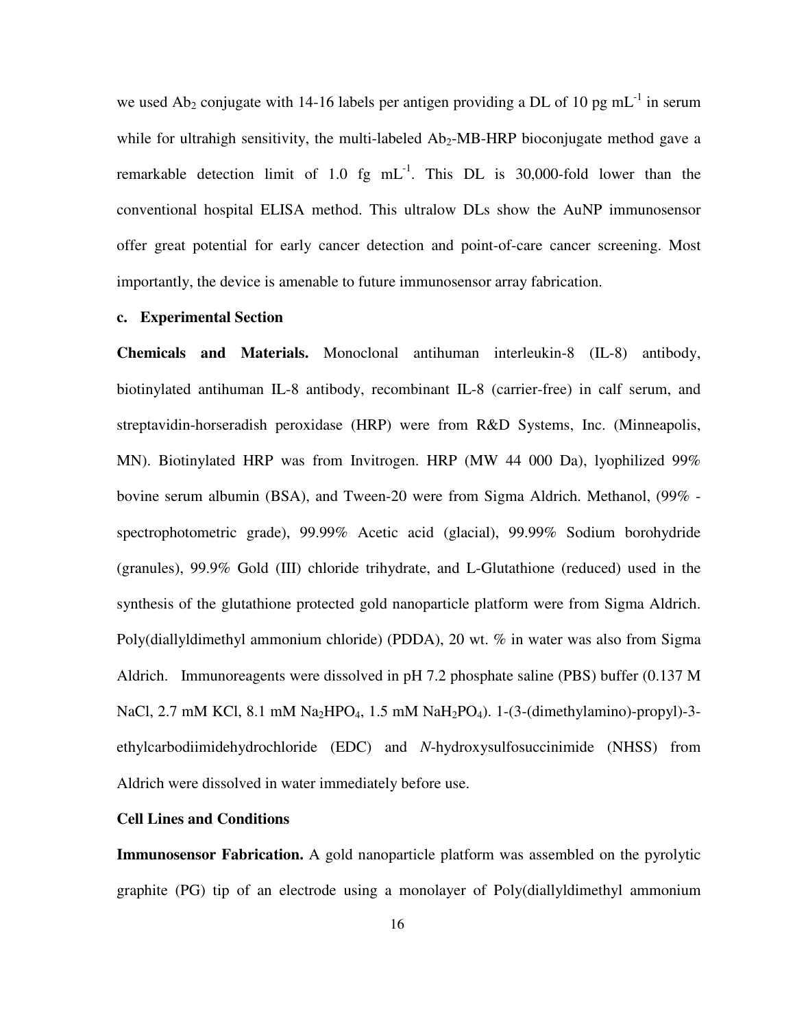we used $Ab_2$ conjugate with 14-16 labels per antigen providing a DL of 10 pg $mL^{-1}$ in serum while for ultrahigh sensitivity, the multi-labeled $Ab_2$-MB-HRP bioconjugate method gave a remarkable detection limit of 1.0 fg $mL^{-1}$. This DL is 30,000-fold lower than the conventional hospital ELISA method. This ultralow DLs show the AuNP immunosensor offer great potential for early cancer detection and point-of-care cancer screening. Most importantly, the device is amenable to future immunosensor array fabrication.

### c. Experimental Section

**Chemicals and Materials.** Monoclonal antihuman interleukin-8 (IL-8) antibody, biotinylated antihuman IL-8 antibody, recombinant IL-8 (carrier-free) in calf serum, and streptavidin-horseradish peroxidase (HRP) were from R&D Systems, Inc. (Minneapolis, MN). Biotinylated HRP was from Invitrogen. HRP (MW 44 000 Da), lyophilized 99% bovine serum albumin (BSA), and Tween-20 were from Sigma Aldrich. Methanol, (99% - spectrophotometric grade), 99.99% Acetic acid (glacial), 99.99% Sodium borohydride (granules), 99.9% Gold (III) chloride trihydrate, and L-Glutathione (reduced) used in the synthesis of the glutathione protected gold nanoparticle platform were from Sigma Aldrich. Poly(diallyldimethyl ammonium chloride) (PDDA), 20 wt. % in water was also from Sigma Aldrich. Immunoreagents were dissolved in pH 7.2 phosphate saline (PBS) buffer (0.137 M NaCl, 2.7 mM KCl, 8.1 mM $Na_2HPO_4$, 1.5 mM $NaH_2PO_4$). 1-(3-(dimethylamino)-propyl)-3-ethylcarbodiimidehydrochloride (EDC) and *N*-hydroxysulfosuccinimide (NHSS) from Aldrich were dissolved in water immediately before use.

**Cell Lines and Conditions**

**Immunosensor Fabrication.** A gold nanoparticle platform was assembled on the pyrolytic graphite (PG) tip of an electrode using a monolayer of Poly(diallyldimethyl ammonium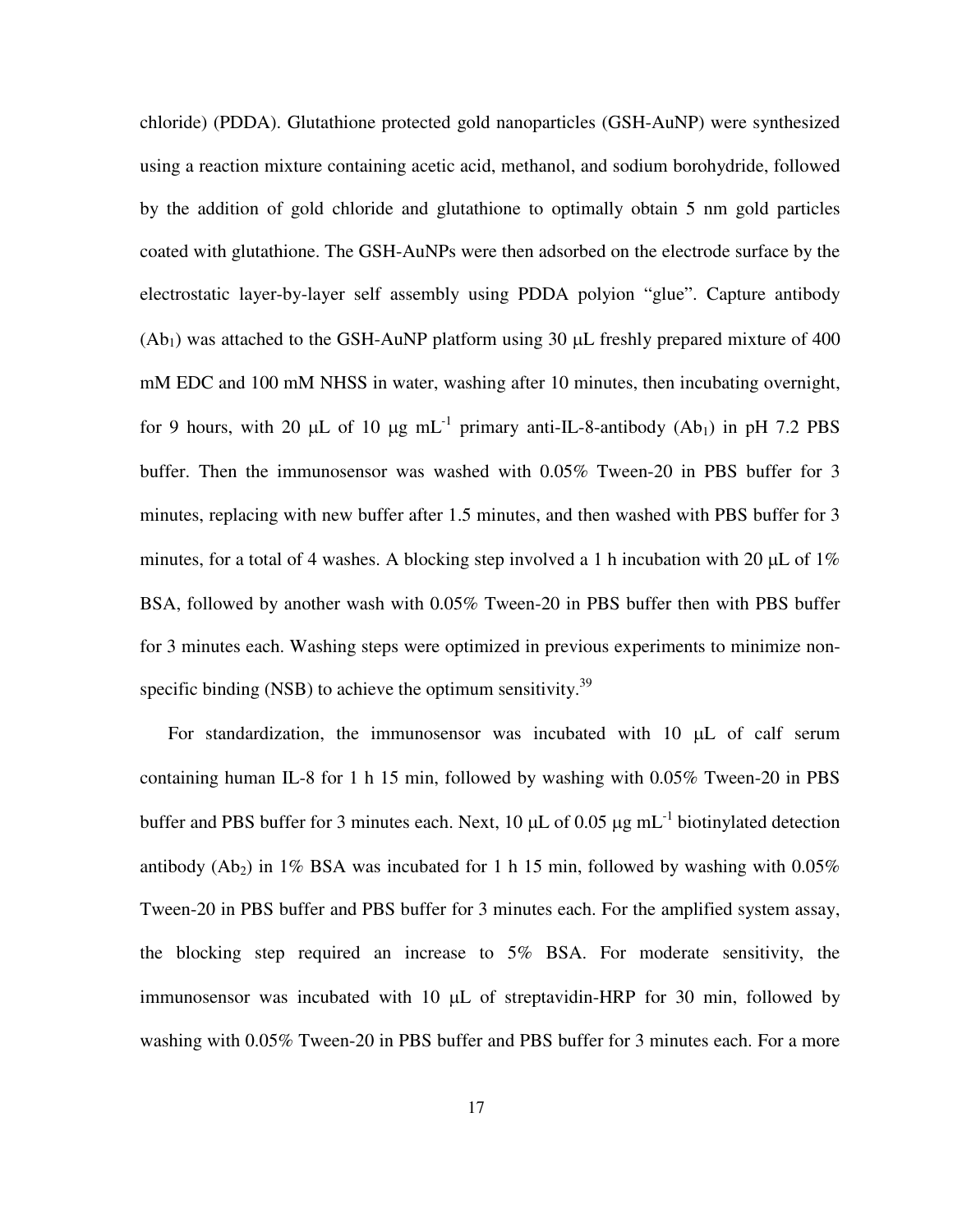chloride) (PDDA). Glutathione protected gold nanoparticles (GSH-AuNP) were synthesized using a reaction mixture containing acetic acid, methanol, and sodium borohydride, followed by the addition of gold chloride and glutathione to optimally obtain 5 nm gold particles coated with glutathione. The GSH-AuNPs were then adsorbed on the electrode surface by the electrostatic layer-by-layer self assembly using PDDA polyion "glue". Capture antibody ($Ab_1$) was attached to the GSH-AuNP platform using 30 μL freshly prepared mixture of 400 mM EDC and 100 mM NHSS in water, washing after 10 minutes, then incubating overnight, for 9 hours, with 20 μL of 10 μg $mL^{-1}$ primary anti-IL-8-antibody ($Ab_1$) in pH 7.2 PBS buffer. Then the immunosensor was washed with 0.05% Tween-20 in PBS buffer for 3 minutes, replacing with new buffer after 1.5 minutes, and then washed with PBS buffer for 3 minutes, for a total of 4 washes. A blocking step involved a 1 h incubation with 20 μL of 1% BSA, followed by another wash with 0.05% Tween-20 in PBS buffer then with PBS buffer for 3 minutes each. Washing steps were optimized in previous experiments to minimize non-specific binding (NSB) to achieve the optimum sensitivity.[39]

For standardization, the immunosensor was incubated with 10 μL of calf serum containing human IL-8 for 1 h 15 min, followed by washing with 0.05% Tween-20 in PBS buffer and PBS buffer for 3 minutes each. Next, 10 μL of 0.05 μg $mL^{-1}$ biotinylated detection antibody ($Ab_2$) in 1% BSA was incubated for 1 h 15 min, followed by washing with 0.05% Tween-20 in PBS buffer and PBS buffer for 3 minutes each. For the amplified system assay, the blocking step required an increase to 5% BSA. For moderate sensitivity, the immunosensor was incubated with 10 μL of streptavidin-HRP for 30 min, followed by washing with 0.05% Tween-20 in PBS buffer and PBS buffer for 3 minutes each. For a more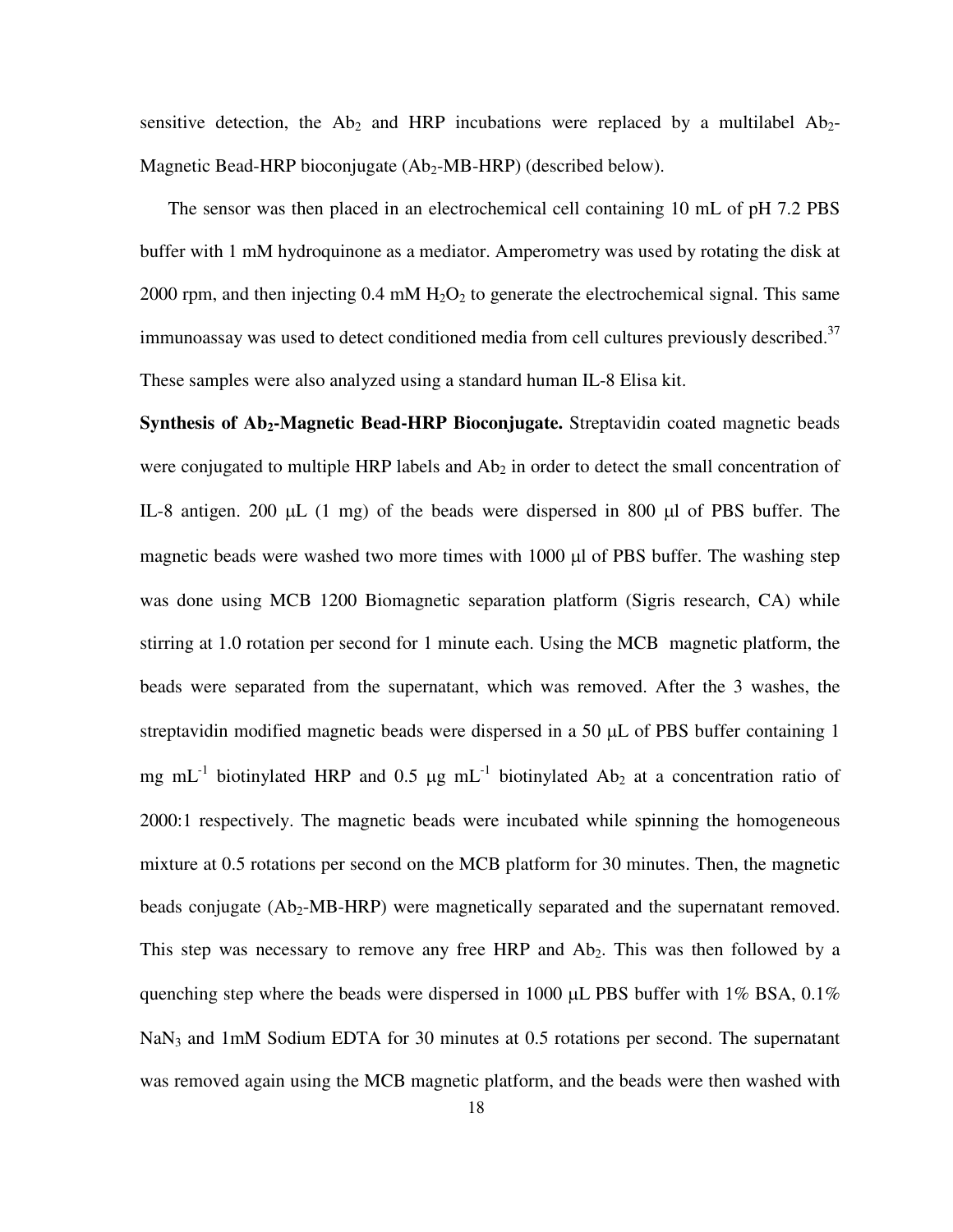sensitive detection, the $Ab_2$ and HRP incubations were replaced by a multilabel $Ab_2$-Magnetic Bead-HRP bioconjugate ($Ab_2$-MB-HRP) (described below).

The sensor was then placed in an electrochemical cell containing 10 mL of pH 7.2 PBS buffer with 1 mM hydroquinone as a mediator. Amperometry was used by rotating the disk at 2000 rpm, and then injecting 0.4 mM $H_2O_2$ to generate the electrochemical signal. This same immunoassay was used to detect conditioned media from cell cultures previously described.[37] These samples were also analyzed using a standard human IL-8 Elisa kit.

**Synthesis of $Ab_2$-Magnetic Bead-HRP Bioconjugate.** Streptavidin coated magnetic beads were conjugated to multiple HRP labels and $Ab_2$ in order to detect the small concentration of IL-8 antigen. 200 μL (1 mg) of the beads were dispersed in 800 μl of PBS buffer. The magnetic beads were washed two more times with 1000 μl of PBS buffer. The washing step was done using MCB 1200 Biomagnetic separation platform (Sigris research, CA) while stirring at 1.0 rotation per second for 1 minute each. Using the MCB magnetic platform, the beads were separated from the supernatant, which was removed. After the 3 washes, the streptavidin modified magnetic beads were dispersed in a 50 μL of PBS buffer containing 1 mg $mL^{-1}$ biotinylated HRP and 0.5 μg $mL^{-1}$ biotinylated $Ab_2$ at a concentration ratio of 2000:1 respectively. The magnetic beads were incubated while spinning the homogeneous mixture at 0.5 rotations per second on the MCB platform for 30 minutes. Then, the magnetic beads conjugate ($Ab_2$-MB-HRP) were magnetically separated and the supernatant removed. This step was necessary to remove any free HRP and $Ab_2$. This was then followed by a quenching step where the beads were dispersed in 1000 μL PBS buffer with 1% BSA, 0.1% $NaN_3$ and 1mM Sodium EDTA for 30 minutes at 0.5 rotations per second. The supernatant was removed again using the MCB magnetic platform, and the beads were then washed with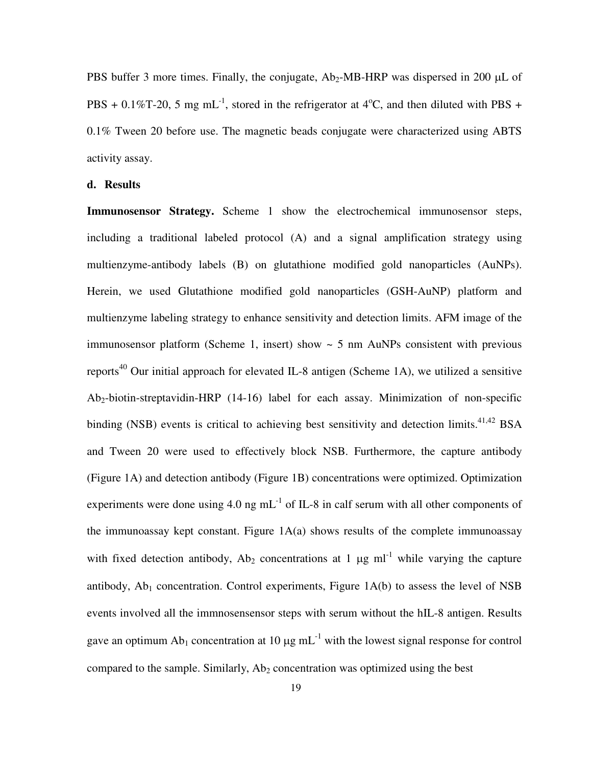PBS buffer 3 more times. Finally, the conjugate, $Ab_2$-MB-HRP was dispersed in 200 μL of PBS + 0.1%T-20, 5 mg $mL^{-1}$, stored in the refrigerator at 4°C, and then diluted with PBS + 0.1% Tween 20 before use. The magnetic beads conjugate were characterized using ABTS activity assay.

**d. Results**

**Immunosensor Strategy.** Scheme 1 show the electrochemical immunosensor steps, including a traditional labeled protocol (A) and a signal amplification strategy using multienzyme-antibody labels (B) on glutathione modified gold nanoparticles (AuNPs). Herein, we used Glutathione modified gold nanoparticles (GSH-AuNP) platform and multienzyme labeling strategy to enhance sensitivity and detection limits. AFM image of the immunosensor platform (Scheme 1, insert) show ~ 5 nm AuNPs consistent with previous reports[40] Our initial approach for elevated IL-8 antigen (Scheme 1A), we utilized a sensitive $Ab_2$-biotin-streptavidin-HRP (14-16) label for each assay. Minimization of non-specific binding (NSB) events is critical to achieving best sensitivity and detection limits.[41,42] BSA and Tween 20 were used to effectively block NSB. Furthermore, the capture antibody (Figure 1A) and detection antibody (Figure 1B) concentrations were optimized. Optimization experiments were done using 4.0 ng $mL^{-1}$ of IL-8 in calf serum with all other components of the immunoassay kept constant. Figure 1A(a) shows results of the complete immunoassay with fixed detection antibody, $Ab_2$ concentrations at 1 μg $ml^{-1}$ while varying the capture antibody, $Ab_1$ concentration. Control experiments, Figure 1A(b) to assess the level of NSB events involved all the immnosensensor steps with serum without the hIL-8 antigen. Results gave an optimum $Ab_1$ concentration at 10 μg $mL^{-1}$ with the lowest signal response for control compared to the sample. Similarly, $Ab_2$ concentration was optimized using the best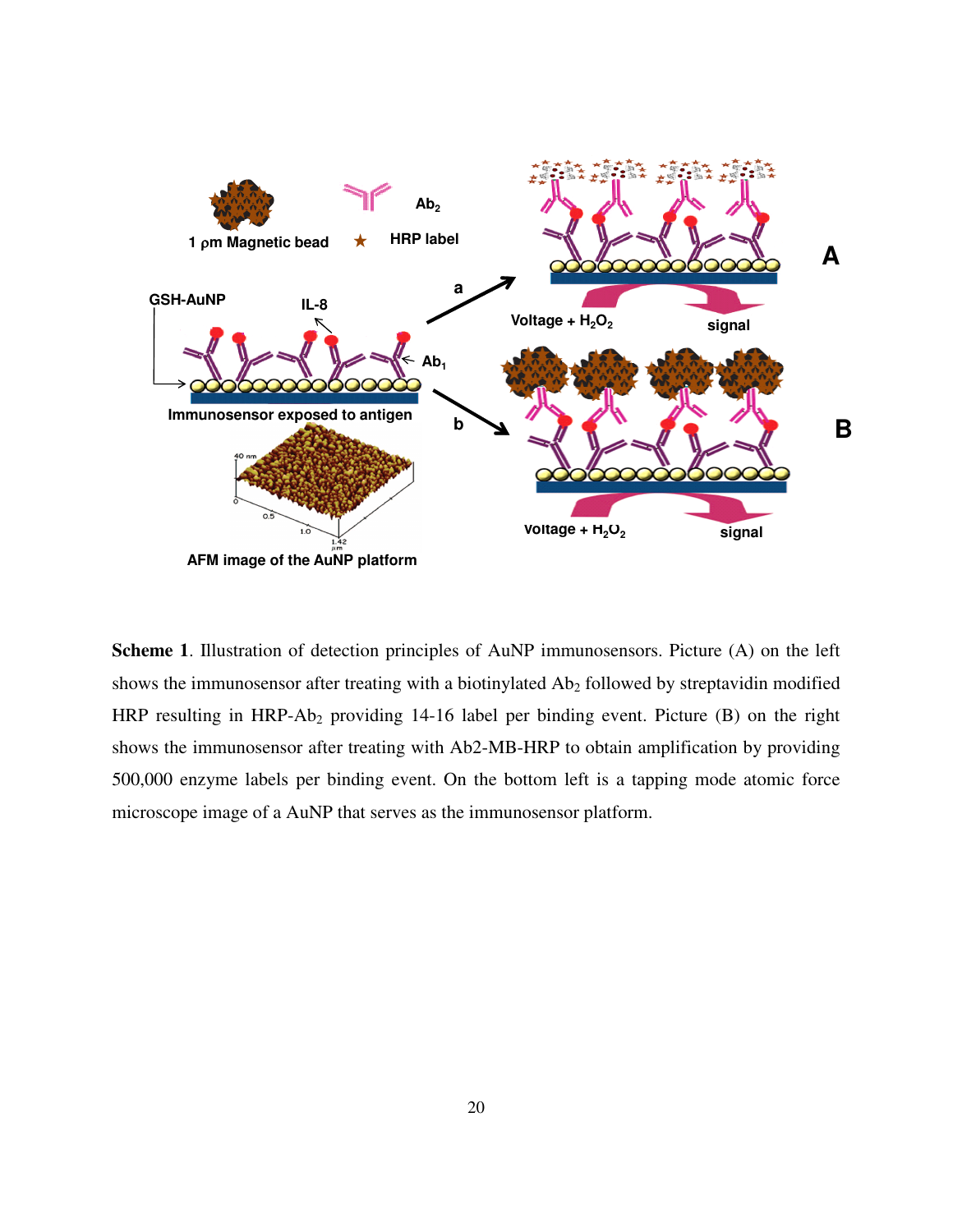**Scheme 1**. Illustration of detection principles of AuNP immunosensors. Picture (A) on the left shows the immunosensor after treating with a biotinylated $Ab_2$ followed by streptavidin modified HRP resulting in HRP-$Ab_2$ providing 14-16 label per binding event. Picture (B) on the right shows the immunosensor after treating with Ab2-MB-HRP to obtain amplification by providing 500,000 enzyme labels per binding event. On the bottom left is a tapping mode atomic force microscope image of a AuNP that serves as the immunosensor platform.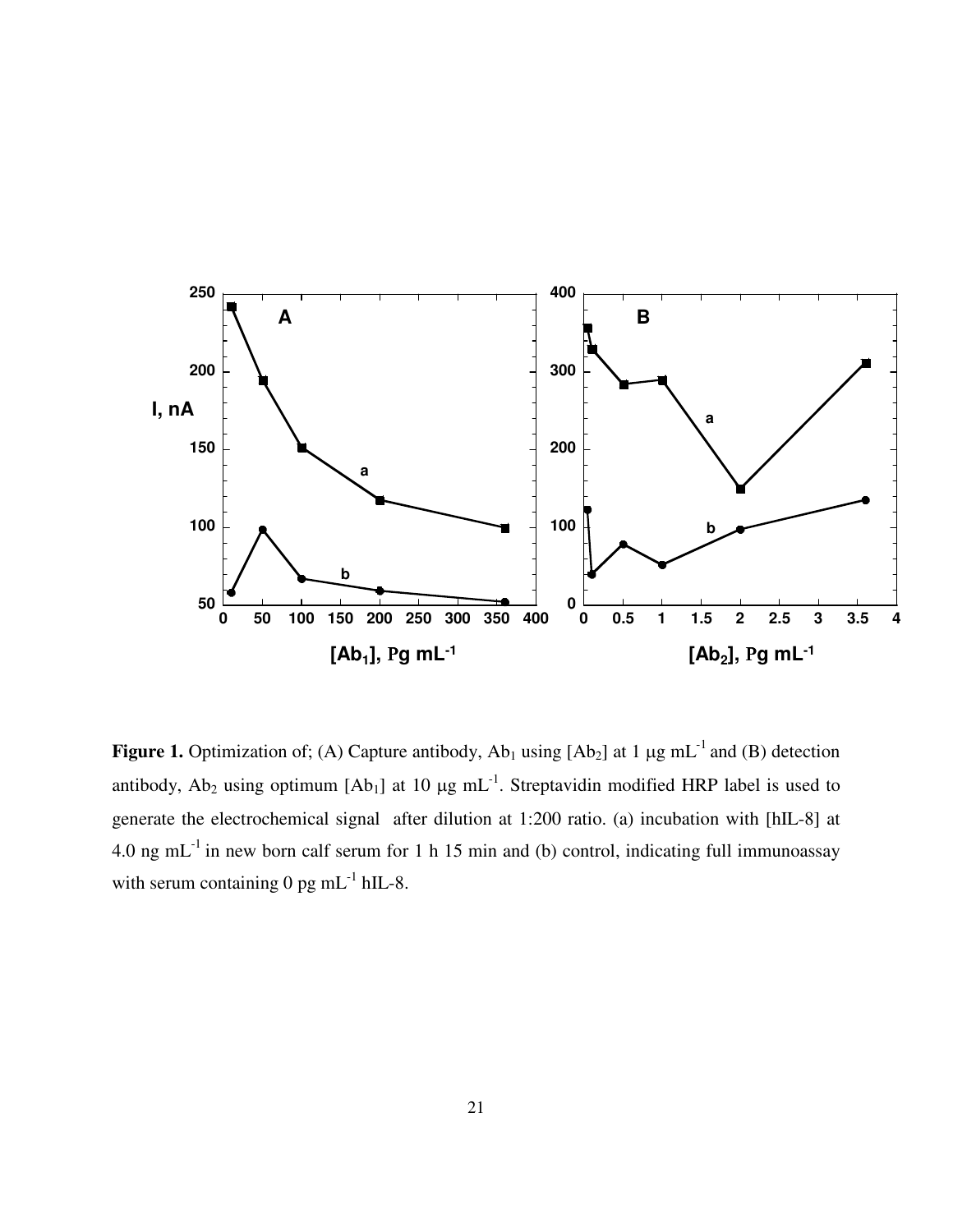**Figure 1.** Optimization of; (A) Capture antibody, $Ab_1$ using $[Ab_2]$ at 1 μg $mL^{-1}$ and (B) detection antibody, $Ab_2$ using optimum $[Ab_1]$ at 10 μg $mL^{-1}$. Streptavidin modified HRP label is used to generate the electrochemical signal after dilution at 1:200 ratio. (a) incubation with [hIL-8] at 4.0 ng $mL^{-1}$ in new born calf serum for 1 h 15 min and (b) control, indicating full immunoassay with serum containing 0 pg $mL^{-1}$ hIL-8.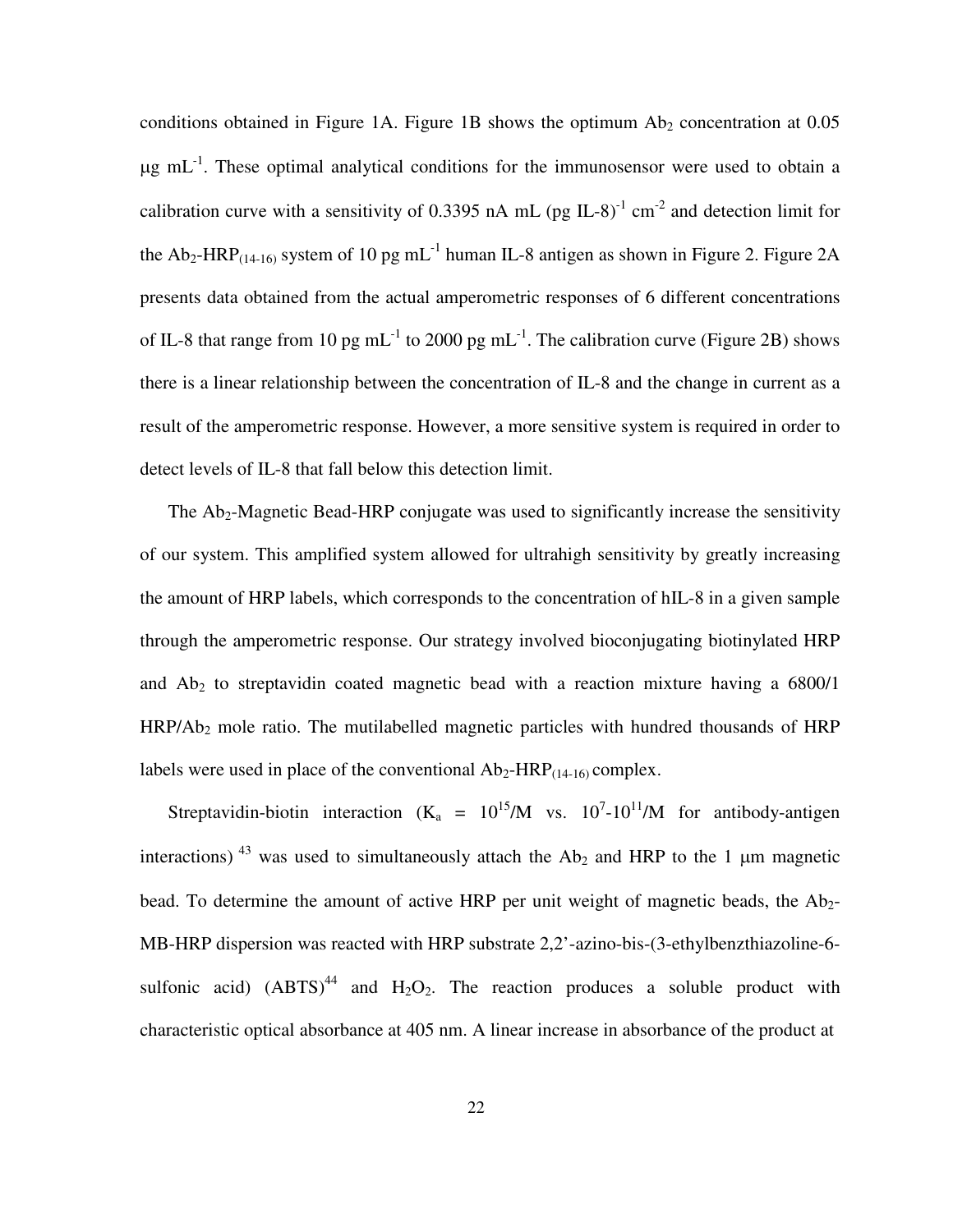conditions obtained in Figure 1A. Figure 1B shows the optimum $Ab_2$ concentration at 0.05 $\mu$g mL$^{-1}$. These optimal analytical conditions for the immunosensor were used to obtain a calibration curve with a sensitivity of 0.3395 nA mL (pg IL-8)$^{-1}$ cm$^{-2}$ and detection limit for the $Ab_2$-$HRP_{(14-16)}$ system of 10 pg mL$^{-1}$ human IL-8 antigen as shown in Figure 2. Figure 2A presents data obtained from the actual amperometric responses of 6 different concentrations of IL-8 that range from 10 pg mL$^{-1}$ to 2000 pg mL$^{-1}$. The calibration curve (Figure 2B) shows there is a linear relationship between the concentration of IL-8 and the change in current as a result of the amperometric response. However, a more sensitive system is required in order to detect levels of IL-8 that fall below this detection limit.

The $Ab_2$-Magnetic Bead-HRP conjugate was used to significantly increase the sensitivity of our system. This amplified system allowed for ultrahigh sensitivity by greatly increasing the amount of HRP labels, which corresponds to the concentration of hIL-8 in a given sample through the amperometric response. Our strategy involved bioconjugating biotinylated HRP and $Ab_2$ to streptavidin coated magnetic bead with a reaction mixture having a 6800/1 HRP/$Ab_2$ mole ratio. The mutilabelled magnetic particles with hundred thousands of HRP labels were used in place of the conventional $Ab_2$-$HRP_{(14-16)}$ complex.

Streptavidin-biotin interaction ($K_a$ = $10^{15}$/M vs. $10^{7}$-$10^{11}$/M for antibody-antigen interactions) [43] was used to simultaneously attach the $Ab_2$ and HRP to the 1 $\mu$m magnetic bead. To determine the amount of active HRP per unit weight of magnetic beads, the $Ab_2$-MB-HRP dispersion was reacted with HRP substrate 2,2'-azino-bis-(3-ethylbenzthiazoline-6-sulfonic acid) (ABTS)[44] and $H_2O_2$. The reaction produces a soluble product with characteristic optical absorbance at 405 nm. A linear increase in absorbance of the product at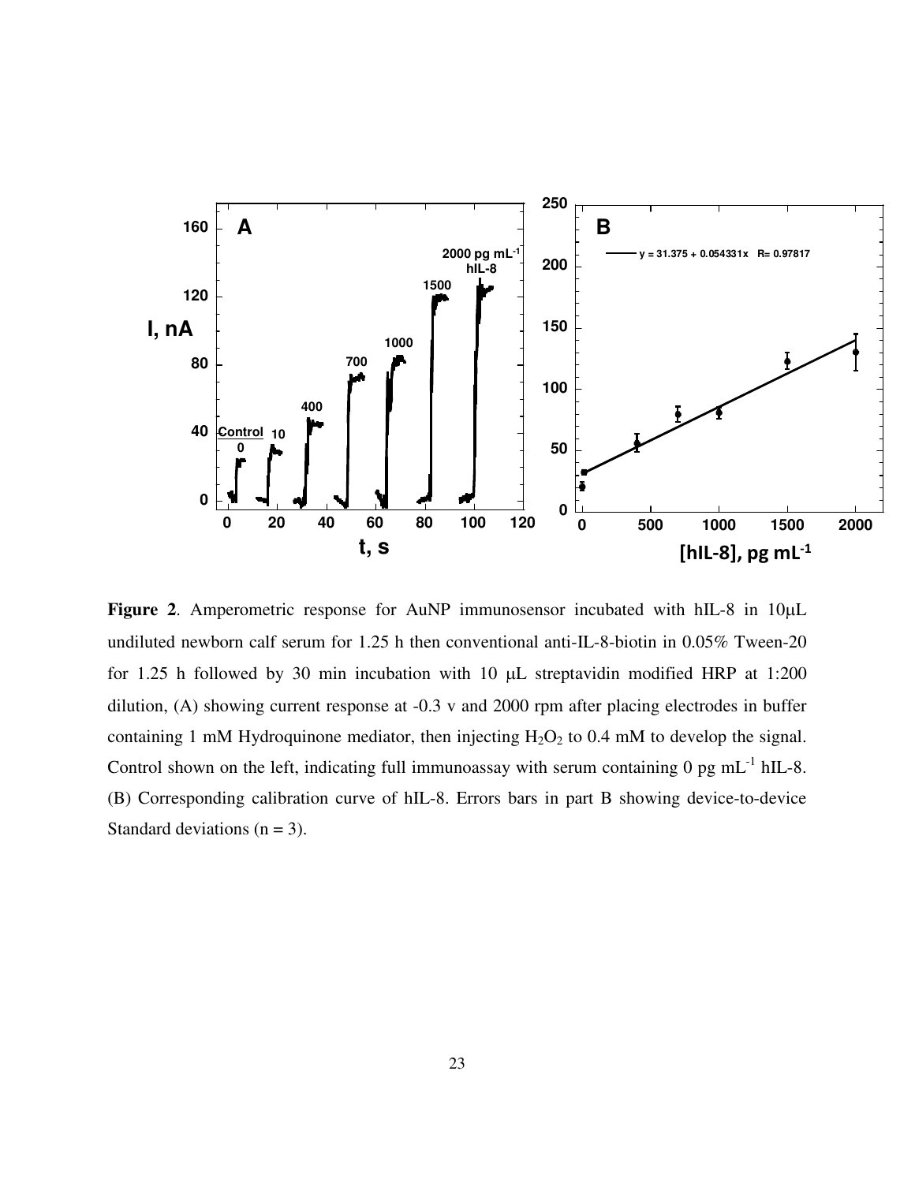**Figure 2**. Amperometric response for AuNP immunosensor incubated with hIL-8 in 10μL undiluted newborn calf serum for 1.25 h then conventional anti-IL-8-biotin in 0.05% Tween-20 for 1.25 h followed by 30 min incubation with 10 μL streptavidin modified HRP at 1:200 dilution, (A) showing current response at -0.3 v and 2000 rpm after placing electrodes in buffer containing 1 mM Hydroquinone mediator, then injecting $H_2O_2$ to 0.4 mM to develop the signal. Control shown on the left, indicating full immunoassay with serum containing 0 pg $mL^{-1}$ hIL-8. (B) Corresponding calibration curve of hIL-8. Errors bars in part B showing device-to-device Standard deviations (n = 3).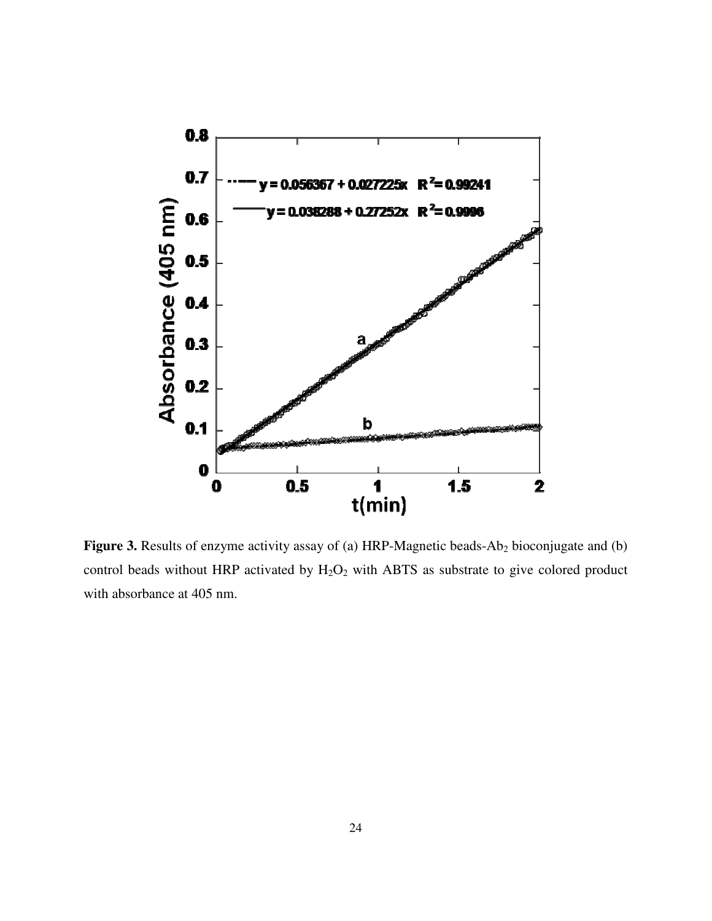**Figure 3.** Results of enzyme activity assay of (a) HRP-Magnetic beads-$Ab_2$ bioconjugate and (b) control beads without HRP activated by $H_2O_2$ with ABTS as substrate to give colored product with absorbance at 405 nm.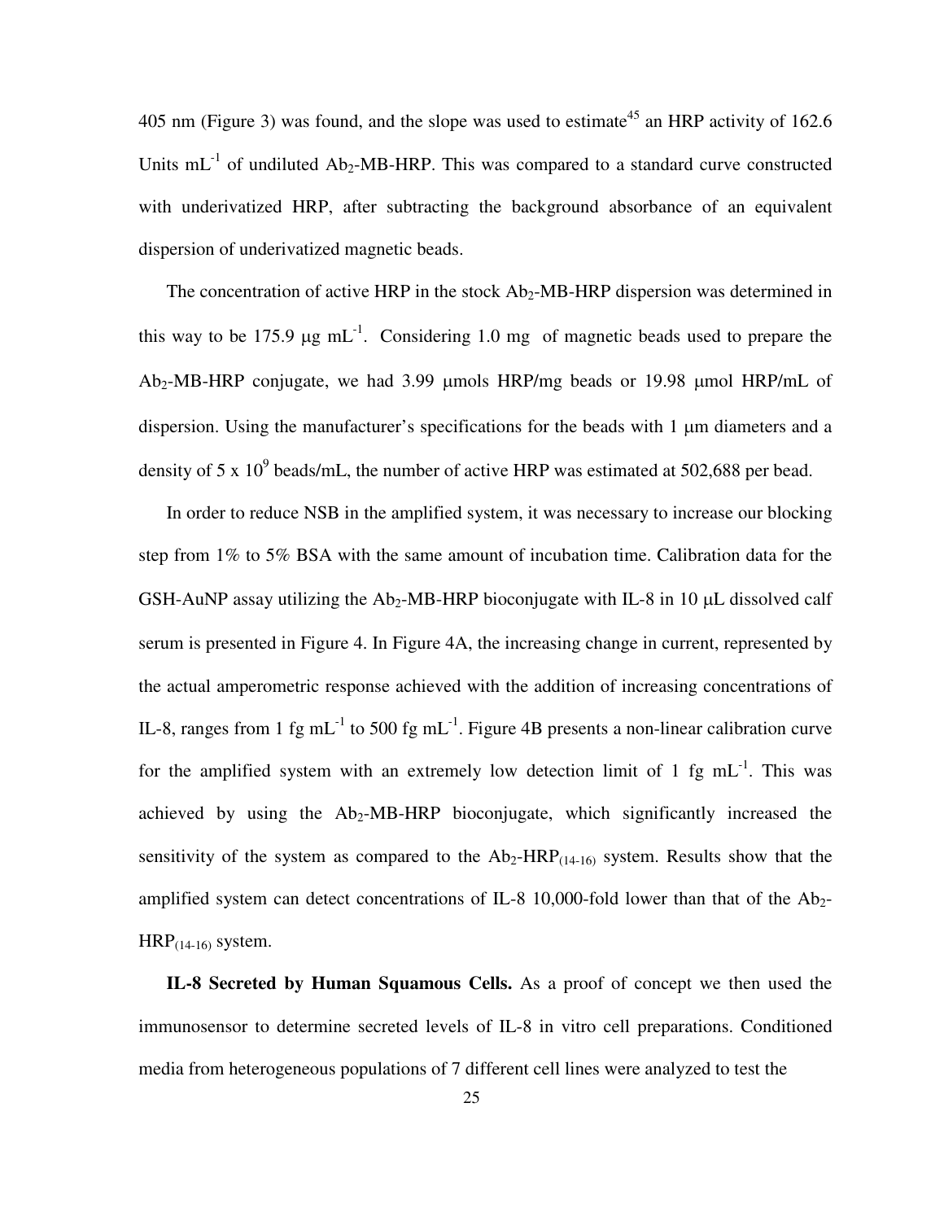405 nm (Figure 3) was found, and the slope was used to estimate[45] an HRP activity of 162.6 Units $mL^{-1}$ of undiluted $Ab_2$-MB-HRP. This was compared to a standard curve constructed with underivatized HRP, after subtracting the background absorbance of an equivalent dispersion of underivatized magnetic beads.

The concentration of active HRP in the stock $Ab_2$-MB-HRP dispersion was determined in this way to be 175.9 μg $mL^{-1}$. Considering 1.0 mg of magnetic beads used to prepare the $Ab_2$-MB-HRP conjugate, we had 3.99 μmols HRP/mg beads or 19.98 μmol HRP/mL of dispersion. Using the manufacturer's specifications for the beads with 1 μm diameters and a density of $5 \times 10^9$ beads/mL, the number of active HRP was estimated at 502,688 per bead.

In order to reduce NSB in the amplified system, it was necessary to increase our blocking step from 1% to 5% BSA with the same amount of incubation time. Calibration data for the GSH-AuNP assay utilizing the $Ab_2$-MB-HRP bioconjugate with IL-8 in 10 μL dissolved calf serum is presented in Figure 4. In Figure 4A, the increasing change in current, represented by the actual amperometric response achieved with the addition of increasing concentrations of IL-8, ranges from 1 fg $mL^{-1}$ to 500 fg $mL^{-1}$. Figure 4B presents a non-linear calibration curve for the amplified system with an extremely low detection limit of 1 fg $mL^{-1}$. This was achieved by using the $Ab_2$-MB-HRP bioconjugate, which significantly increased the sensitivity of the system as compared to the $Ab_2$-$HRP_{(14\text{-}16)}$ system. Results show that the amplified system can detect concentrations of IL-8 10,000-fold lower than that of the $Ab_2$-$HRP_{(14\text{-}16)}$ system.

**IL-8 Secreted by Human Squamous Cells.** As a proof of concept we then used the immunosensor to determine secreted levels of IL-8 in vitro cell preparations. Conditioned media from heterogeneous populations of 7 different cell lines were analyzed to test the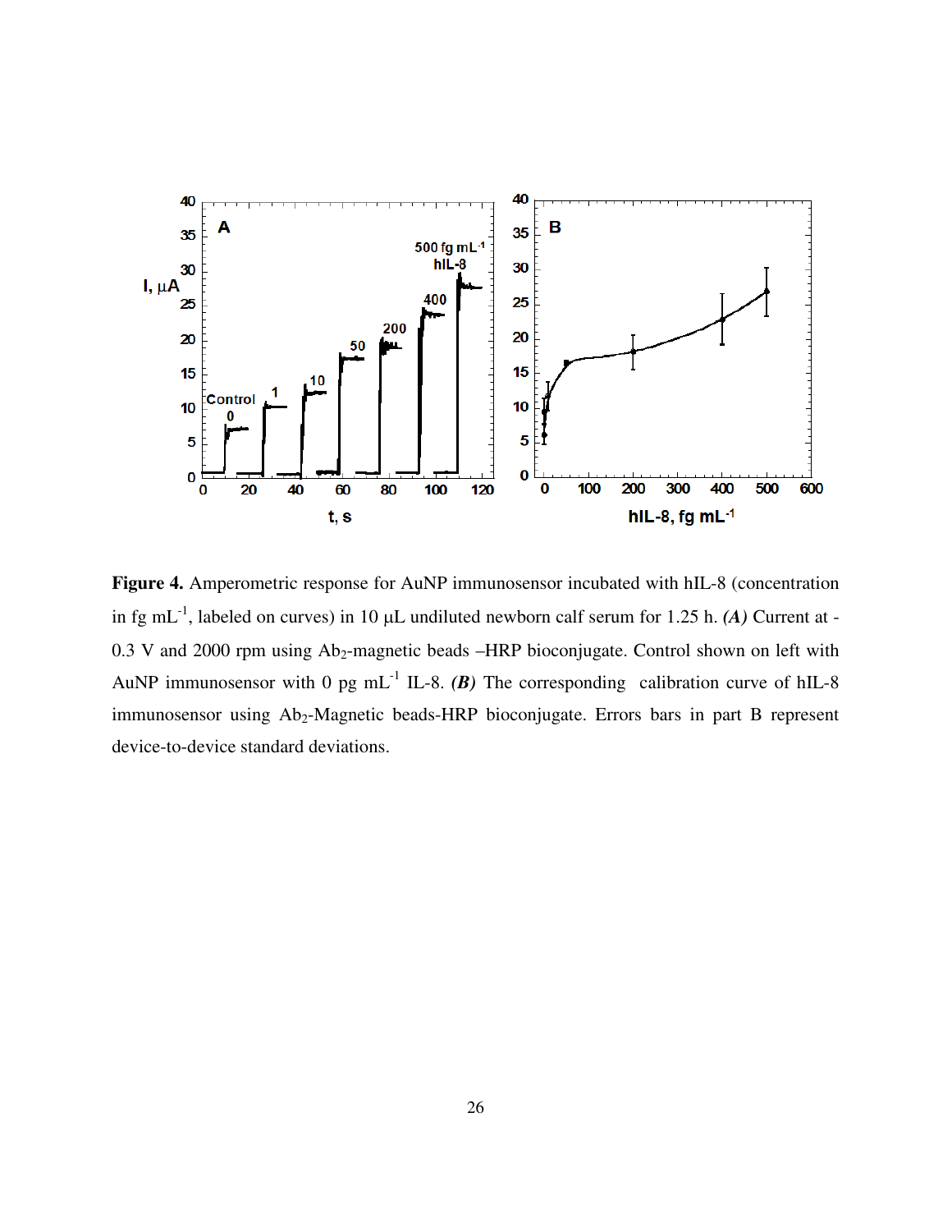**Figure 4.** Amperometric response for AuNP immunosensor incubated with hIL-8 (concentration in fg $mL^{-1}$, labeled on curves) in 10 μL undiluted newborn calf serum for 1.25 h. ***(A)*** Current at -0.3 V and 2000 rpm using $Ab_2$-magnetic beads –HRP bioconjugate. Control shown on left with AuNP immunosensor with 0 pg $mL^{-1}$ IL-8. ***(B)*** The corresponding calibration curve of hIL-8 immunosensor using $Ab_2$-Magnetic beads-HRP bioconjugate. Errors bars in part B represent device-to-device standard deviations.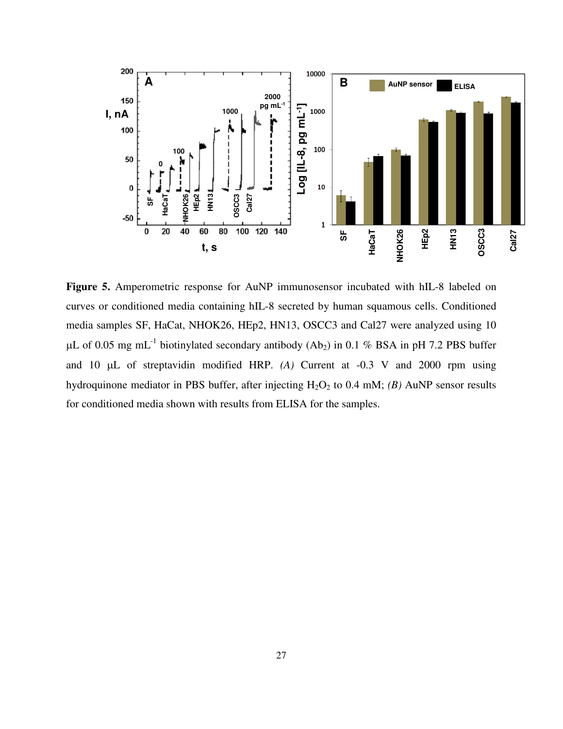**Figure 5.** Amperometric response for AuNP immunosensor incubated with hIL-8 labeled on curves or conditioned media containing hIL-8 secreted by human squamous cells. Conditioned media samples SF, HaCat, NHOK26, HEp2, HN13, OSCC3 and Cal27 were analyzed using 10 μL of 0.05 mg mL$^{-1}$ biotinylated secondary antibody ($Ab_2$) in 0.1 % BSA in pH 7.2 PBS buffer and 10 μL of streptavidin modified HRP. *(A)* Current at -0.3 V and 2000 rpm using hydroquinone mediator in PBS buffer, after injecting $H_2O_2$ to 0.4 mM; *(B)* AuNP sensor results for conditioned media shown with results from ELISA for the samples.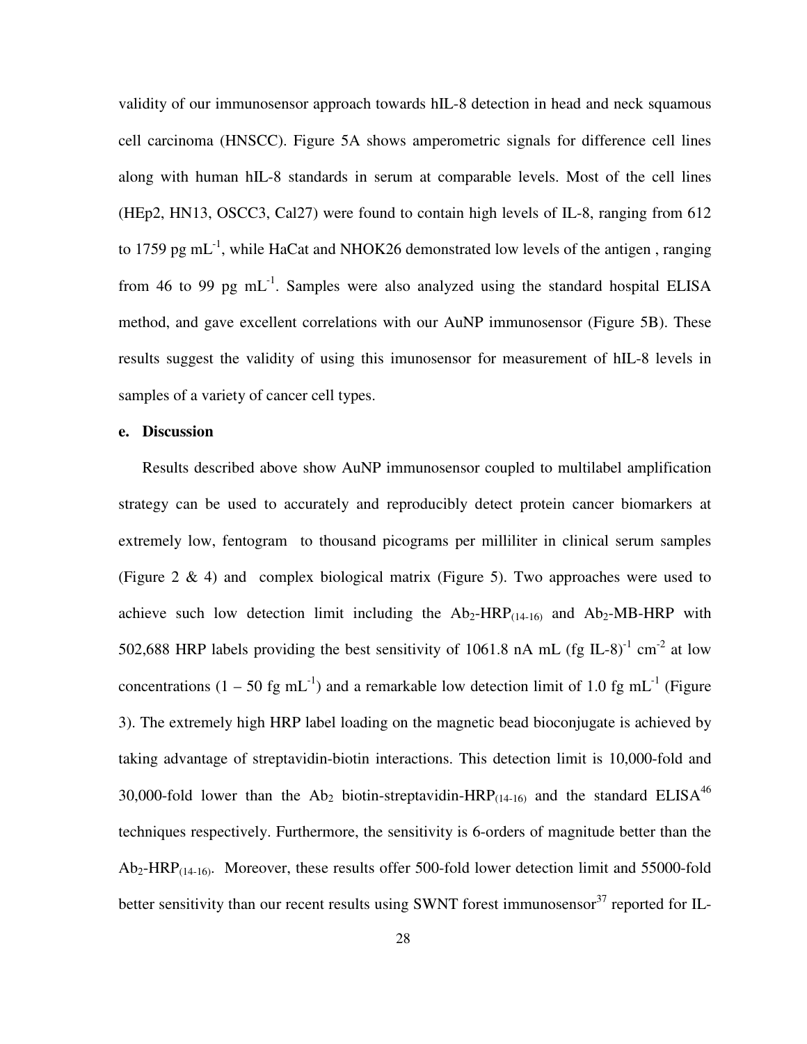validity of our immunosensor approach towards hIL-8 detection in head and neck squamous cell carcinoma (HNSCC). Figure 5A shows amperometric signals for difference cell lines along with human hIL-8 standards in serum at comparable levels. Most of the cell lines (HEp2, HN13, OSCC3, Cal27) were found to contain high levels of IL-8, ranging from 612 to 1759 pg $mL^{-1}$, while HaCat and NHOK26 demonstrated low levels of the antigen , ranging from 46 to 99 pg $mL^{-1}$. Samples were also analyzed using the standard hospital ELISA method, and gave excellent correlations with our AuNP immunosensor (Figure 5B). These results suggest the validity of using this imunosensor for measurement of hIL-8 levels in samples of a variety of cancer cell types.

**e. Discussion**

Results described above show AuNP immunosensor coupled to multilabel amplification strategy can be used to accurately and reproducibly detect protein cancer biomarkers at extremely low, fentogram to thousand picograms per milliliter in clinical serum samples (Figure 2 & 4) and complex biological matrix (Figure 5). Two approaches were used to achieve such low detection limit including the $Ab_2$-$HRP_{(14-16)}$ and $Ab_2$-MB-HRP with 502,688 HRP labels providing the best sensitivity of 1061.8 nA mL (fg IL-8)$^{-1}$ $cm^{-2}$ at low concentrations (1 – 50 fg $mL^{-1}$) and a remarkable low detection limit of 1.0 fg $mL^{-1}$ (Figure 3). The extremely high HRP label loading on the magnetic bead bioconjugate is achieved by taking advantage of streptavidin-biotin interactions. This detection limit is 10,000-fold and 30,000-fold lower than the $Ab_2$ biotin-streptavidin-$HRP_{(14-16)}$ and the standard ELISA[46] techniques respectively. Furthermore, the sensitivity is 6-orders of magnitude better than the $Ab_2$-$HRP_{(14-16)}$. Moreover, these results offer 500-fold lower detection limit and 55000-fold better sensitivity than our recent results using SWNT forest immunosensor[37] reported for IL-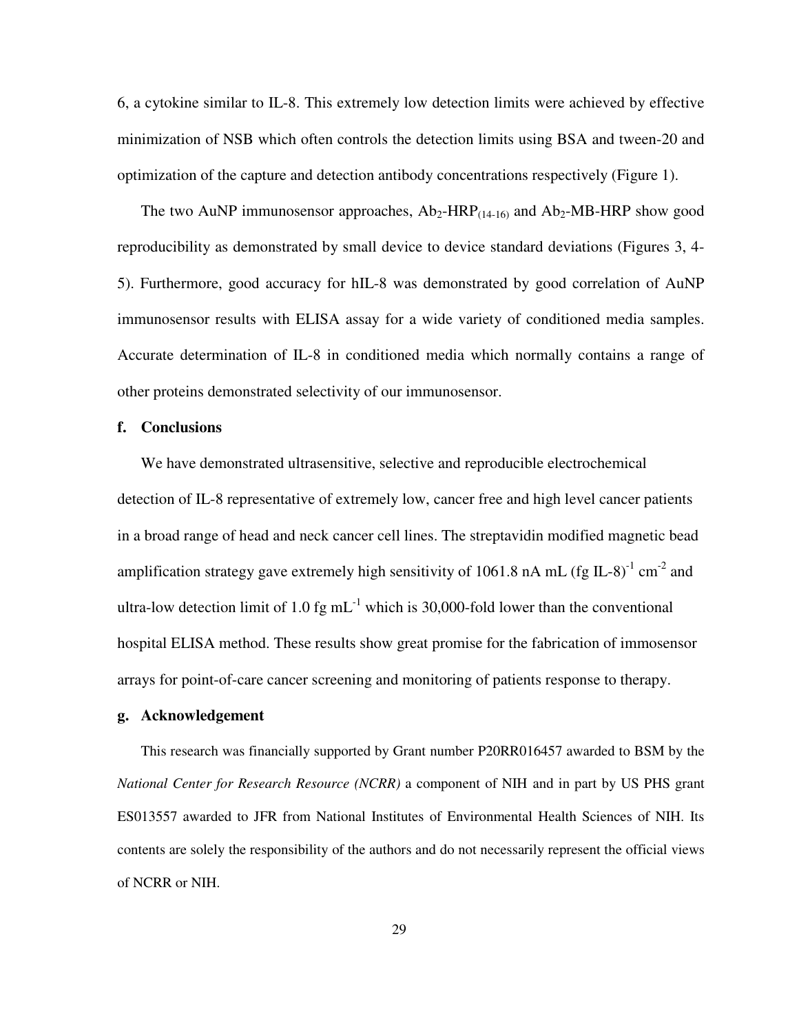6, a cytokine similar to IL-8. This extremely low detection limits were achieved by effective minimization of NSB which often controls the detection limits using BSA and tween-20 and optimization of the capture and detection antibody concentrations respectively (Figure 1).

The two AuNP immunosensor approaches, $Ab_2$-$HRP_{(14\text{-}16)}$ and $Ab_2$-MB-HRP show good reproducibility as demonstrated by small device to device standard deviations (Figures 3, 4-5). Furthermore, good accuracy for hIL-8 was demonstrated by good correlation of AuNP immunosensor results with ELISA assay for a wide variety of conditioned media samples. Accurate determination of IL-8 in conditioned media which normally contains a range of other proteins demonstrated selectivity of our immunosensor.

### f. Conclusions

We have demonstrated ultrasensitive, selective and reproducible electrochemical detection of IL-8 representative of extremely low, cancer free and high level cancer patients in a broad range of head and neck cancer cell lines. The streptavidin modified magnetic bead amplification strategy gave extremely high sensitivity of 1061.8 nA mL (fg IL-8)$^{-1}$ cm$^{-2}$ and ultra-low detection limit of 1.0 fg mL$^{-1}$ which is 30,000-fold lower than the conventional hospital ELISA method. These results show great promise for the fabrication of immosensor arrays for point-of-care cancer screening and monitoring of patients response to therapy.

### g. Acknowledgement

This research was financially supported by Grant number P20RR016457 awarded to BSM by the *National Center for Research Resource (NCRR)* a component of NIH and in part by US PHS grant ES013557 awarded to JFR from National Institutes of Environmental Health Sciences of NIH. Its contents are solely the responsibility of the authors and do not necessarily represent the official views of NCRR or NIH.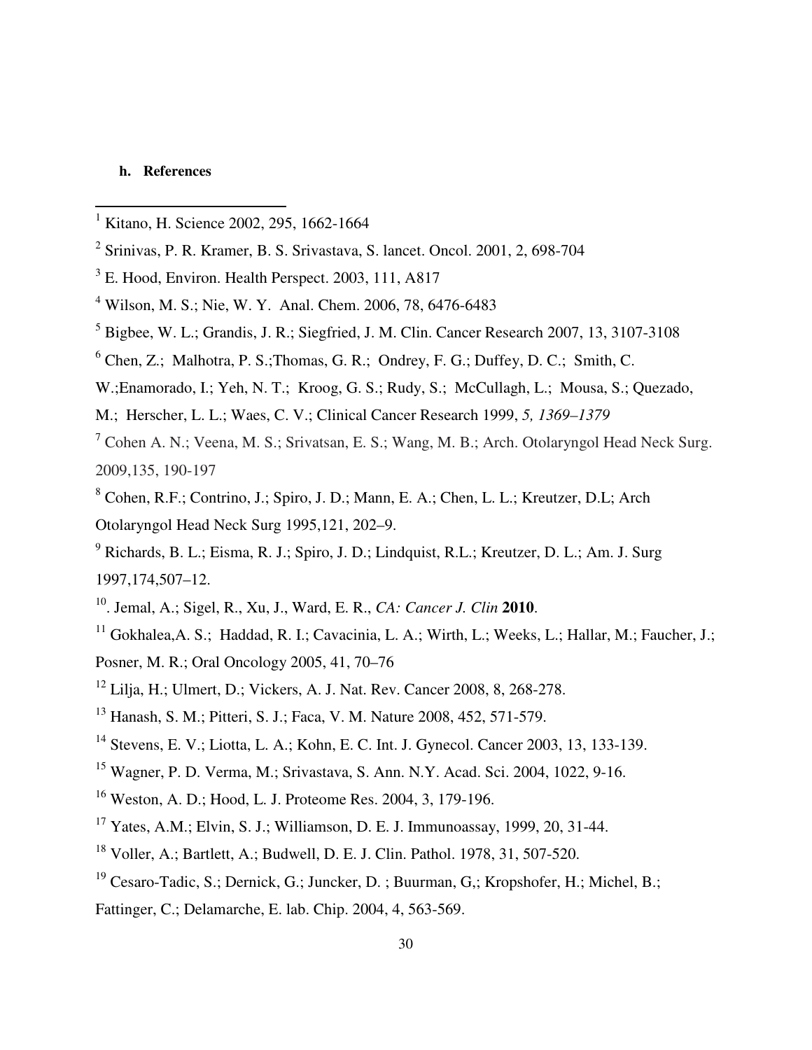#### h. References

[1] Kitano, H. Science 2002, 295, 1662-1664

[2] Srinivas, P. R. Kramer, B. S. Srivastava, S. lancet. Oncol. 2001, 2, 698-704

[3] E. Hood, Environ. Health Perspect. 2003, 111, A817

[4] Wilson, M. S.; Nie, W. Y. Anal. Chem. 2006, 78, 6476-6483

[5] Bigbee, W. L.; Grandis, J. R.; Siegfried, J. M. Clin. Cancer Research 2007, 13, 3107-3108

[6] Chen, Z.; Malhotra, P. S.;Thomas, G. R.; Ondrey, F. G.; Duffey, D. C.; Smith, C. W.;Enamorado, I.; Yeh, N. T.; Kroog, G. S.; Rudy, S.; McCullagh, L.; Mousa, S.; Quezado, M.; Herscher, L. L.; Waes, C. V.; Clinical Cancer Research 1999, *5, 1369–1379*

[7] Cohen A. N.; Veena, M. S.; Srivatsan, E. S.; Wang, M. B.; Arch. Otolaryngol Head Neck Surg. 2009,135, 190-197

[8] Cohen, R.F.; Contrino, J.; Spiro, J. D.; Mann, E. A.; Chen, L. L.; Kreutzer, D.L; Arch Otolaryngol Head Neck Surg 1995,121, 202–9.

[9] Richards, B. L.; Eisma, R. J.; Spiro, J. D.; Lindquist, R.L.; Kreutzer, D. L.; Am. J. Surg 1997,174,507–12.

[10]. Jemal, A.; Sigel, R., Xu, J., Ward, E. R., *CA: Cancer J. Clin* **2010**.

[11] Gokhalea,A. S.; Haddad, R. I.; Cavacinia, L. A.; Wirth, L.; Weeks, L.; Hallar, M.; Faucher, J.; Posner, M. R.; Oral Oncology 2005, 41, 70–76

[12] Lilja, H.; Ulmert, D.; Vickers, A. J. Nat. Rev. Cancer 2008, 8, 268-278.

[13] Hanash, S. M.; Pitteri, S. J.; Faca, V. M. Nature 2008, 452, 571-579.

[14] Stevens, E. V.; Liotta, L. A.; Kohn, E. C. Int. J. Gynecol. Cancer 2003, 13, 133-139.

[15] Wagner, P. D. Verma, M.; Srivastava, S. Ann. N.Y. Acad. Sci. 2004, 1022, 9-16.

[16] Weston, A. D.; Hood, L. J. Proteome Res. 2004, 3, 179-196.

[17] Yates, A.M.; Elvin, S. J.; Williamson, D. E. J. Immunoassay, 1999, 20, 31-44.

[18] Voller, A.; Bartlett, A.; Budwell, D. E. J. Clin. Pathol. 1978, 31, 507-520.

[19] Cesaro-Tadic, S.; Dernick, G.; Juncker, D. ; Buurman, G,; Kropshofer, H.; Michel, B.; Fattinger, C.; Delamarche, E. lab. Chip. 2004, 4, 563-569.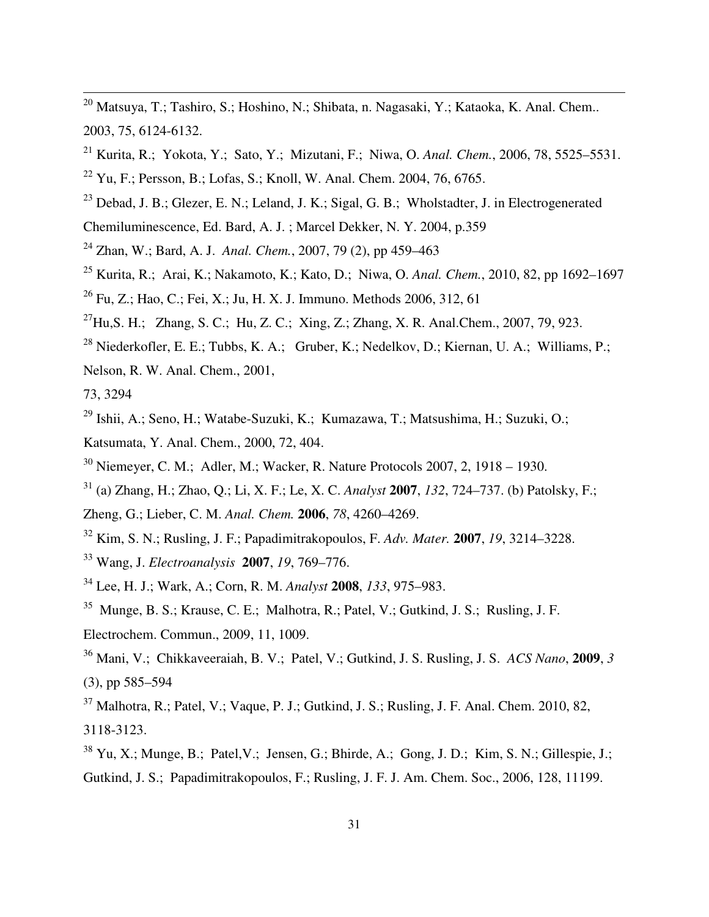[20] Matsuya, T.; Tashiro, S.; Hoshino, N.; Shibata, n. Nagasaki, Y.; Kataoka, K. Anal. Chem.. 2003, 75, 6124-6132.

[21] Kurita, R.; Yokota, Y.; Sato, Y.; Mizutani, F.; Niwa, O. *Anal. Chem.*, 2006, 78, 5525–5531.

[22] Yu, F.; Persson, B.; Lofas, S.; Knoll, W. Anal. Chem. 2004, 76, 6765.

[23] Debad, J. B.; Glezer, E. N.; Leland, J. K.; Sigal, G. B.; Wholstadter, J. in Electrogenerated Chemiluminescence, Ed. Bard, A. J. ; Marcel Dekker, N. Y. 2004, p.359

[24] Zhan, W.; Bard, A. J. *Anal. Chem.*, 2007, 79 (2), pp 459–463

[25] Kurita, R.; Arai, K.; Nakamoto, K.; Kato, D.; Niwa, O. *Anal. Chem.*, 2010, 82, pp 1692–1697

[26] Fu, Z.; Hao, C.; Fei, X.; Ju, H. X. J. Immuno. Methods 2006, 312, 61

[27] Hu,S. H.; Zhang, S. C.; Hu, Z. C.; Xing, Z.; Zhang, X. R. Anal.Chem., 2007, 79, 923.

[28] Niederkofler, E. E.; Tubbs, K. A.; Gruber, K.; Nedelkov, D.; Kiernan, U. A.; Williams, P.; Nelson, R. W. Anal. Chem., 2001,
73, 3294

[29] Ishii, A.; Seno, H.; Watabe-Suzuki, K.; Kumazawa, T.; Matsushima, H.; Suzuki, O.; Katsumata, Y. Anal. Chem., 2000, 72, 404.

[30] Niemeyer, C. M.; Adler, M.; Wacker, R. Nature Protocols 2007, 2, 1918 – 1930.

[31] (a) Zhang, H.; Zhao, Q.; Li, X. F.; Le, X. C. *Analyst* **2007**, *132*, 724–737. (b) Patolsky, F.; Zheng, G.; Lieber, C. M. *Anal. Chem.* **2006**, *78*, 4260–4269.

[32] Kim, S. N.; Rusling, J. F.; Papadimitrakopoulos, F. *Adv. Mater.* **2007**, *19*, 3214–3228.

[33] Wang, J. *Electroanalysis* **2007**, *19*, 769–776.

[34] Lee, H. J.; Wark, A.; Corn, R. M. *Analyst* **2008**, *133*, 975–983.

[35] Munge, B. S.; Krause, C. E.; Malhotra, R.; Patel, V.; Gutkind, J. S.; Rusling, J. F. Electrochem. Commun., 2009, 11, 1009.

[36] Mani, V.; Chikkaveeraiah, B. V.; Patel, V.; Gutkind, J. S. Rusling, J. S. *ACS Nano*, **2009**, *3* (3), pp 585–594

[37] Malhotra, R.; Patel, V.; Vaque, P. J.; Gutkind, J. S.; Rusling, J. F. Anal. Chem. 2010, 82, 3118-3123.

[38] Yu, X.; Munge, B.; Patel,V.; Jensen, G.; Bhirde, A.; Gong, J. D.; Kim, S. N.; Gillespie, J.; Gutkind, J. S.; Papadimitrakopoulos, F.; Rusling, J. F. J. Am. Chem. Soc., 2006, 128, 11199.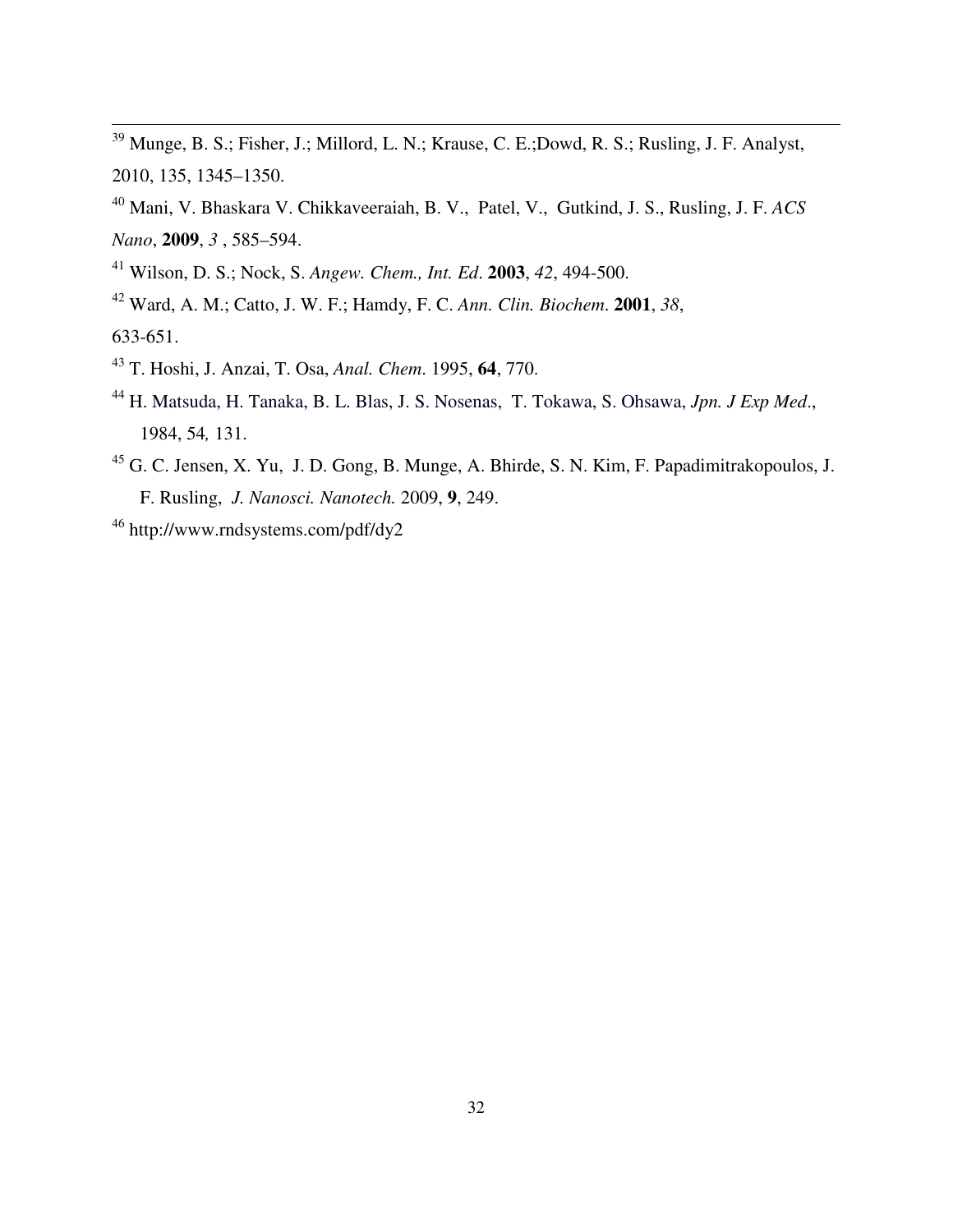[39] Munge, B. S.; Fisher, J.; Millord, L. N.; Krause, C. E.;Dowd, R. S.; Rusling, J. F. Analyst, 2010, 135, 1345–1350.

[40] Mani, V. Bhaskara V. Chikkaveeraiah, B. V., Patel, V., Gutkind, J. S., Rusling, J. F. *ACS Nano*, **2009**, *3* , 585–594.

[41] Wilson, D. S.; Nock, S. *Angew. Chem., Int. Ed*. **2003**, *42*, 494-500.

[42] Ward, A. M.; Catto, J. W. F.; Hamdy, F. C. *Ann. Clin. Biochem*. **2001**, *38*, 633-651.

[43] T. Hoshi, J. Anzai, T. Osa, *Anal. Chem*. 1995, **64**, 770.

[44] H. Matsuda, H. Tanaka, B. L. Blas, J. S. Nosenas, T. Tokawa, S. Ohsawa, *Jpn. J Exp Med*., 1984, 54*,* 131.

[45] G. C. Jensen, X. Yu, J. D. Gong, B. Munge, A. Bhirde, S. N. Kim, F. Papadimitrakopoulos, J. F. Rusling, *J. Nanosci. Nanotech.* 2009, **9**, 249.

[46] http://www.rndsystems.com/pdf/dy2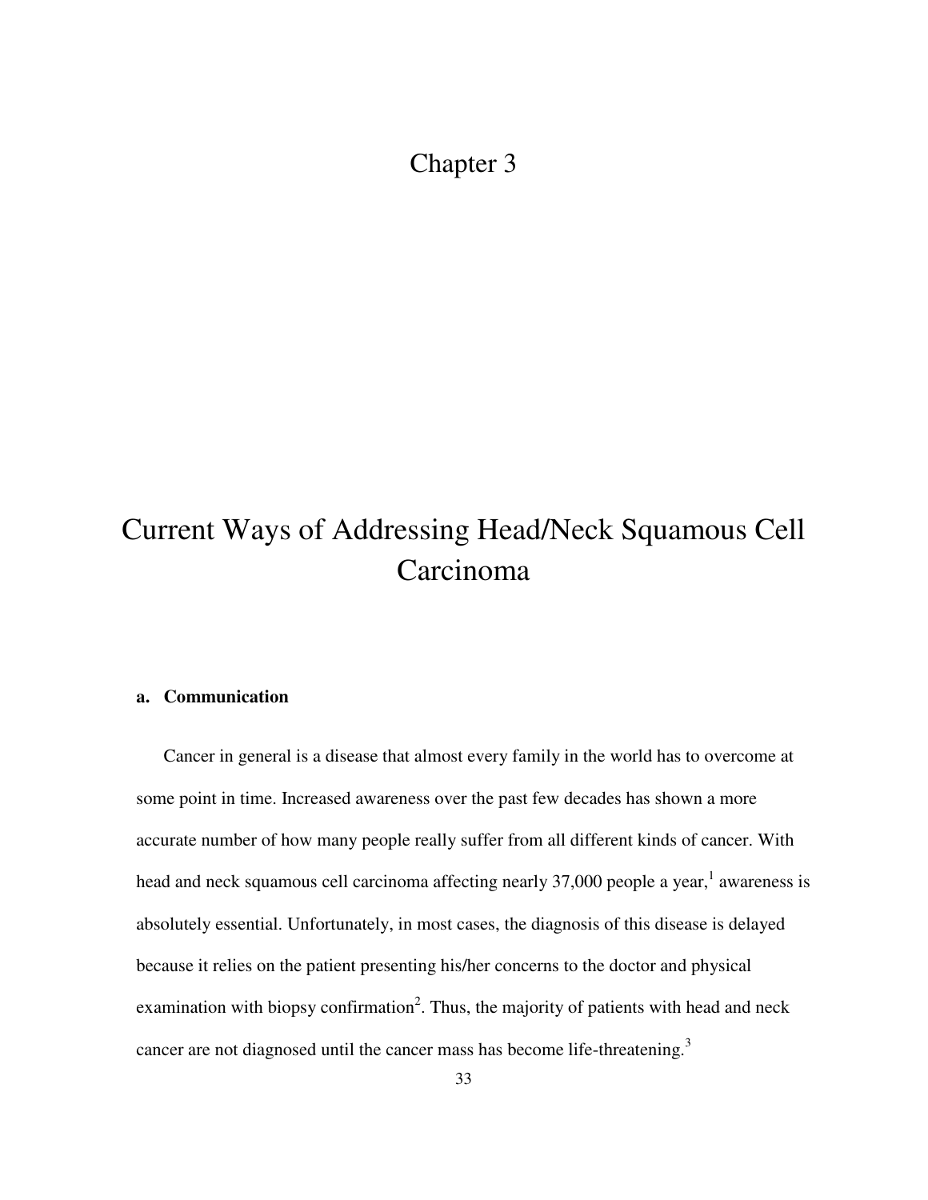# Chapter 3

# Current Ways of Addressing Head/Neck Squamous Cell Carcinoma

## a. Communication

Cancer in general is a disease that almost every family in the world has to overcome at some point in time. Increased awareness over the past few decades has shown a more accurate number of how many people really suffer from all different kinds of cancer. With head and neck squamous cell carcinoma affecting nearly 37,000 people a year,[1] awareness is absolutely essential. Unfortunately, in most cases, the diagnosis of this disease is delayed because it relies on the patient presenting his/her concerns to the doctor and physical examination with biopsy confirmation[2]. Thus, the majority of patients with head and neck cancer are not diagnosed until the cancer mass has become life-threatening.[3]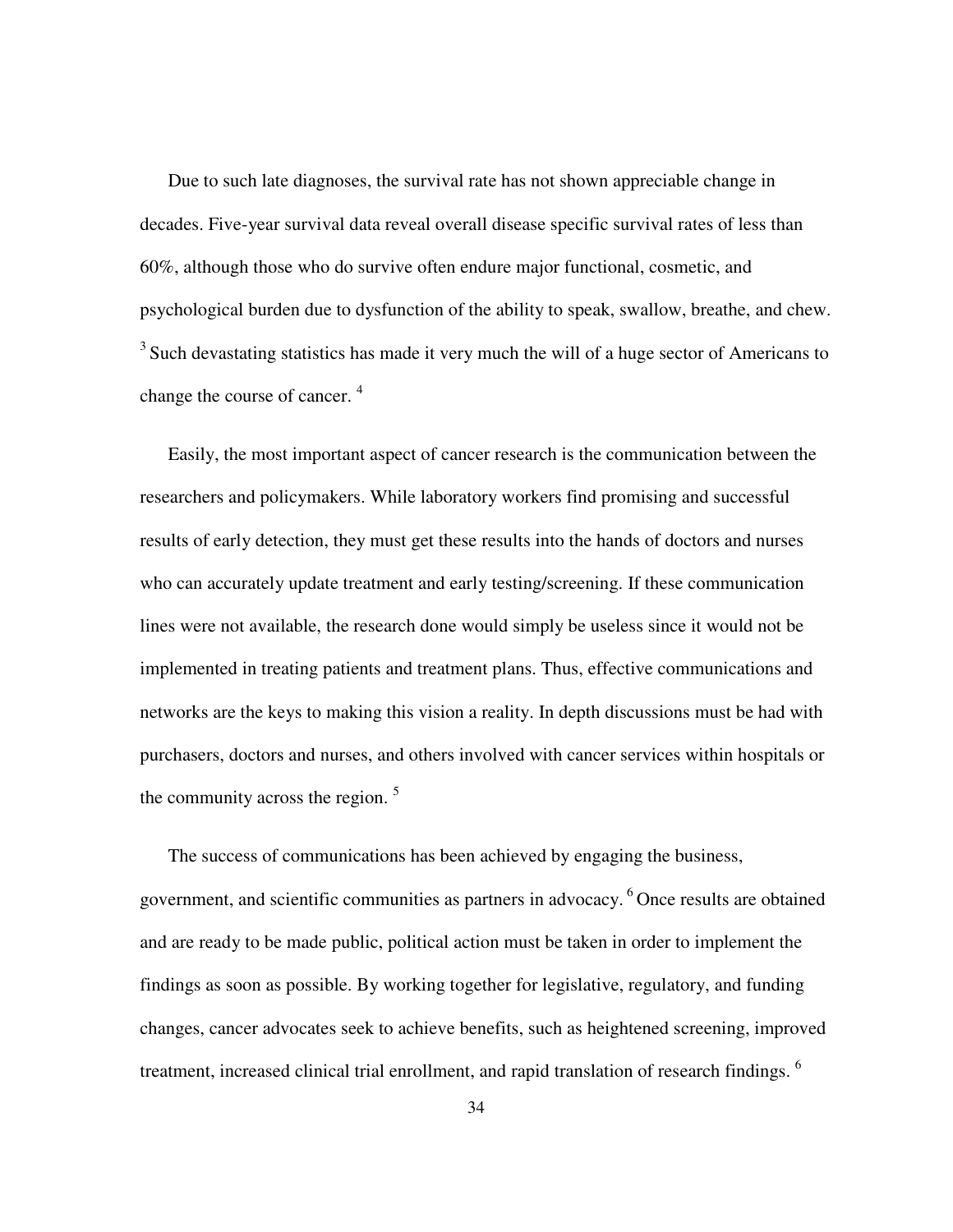Due to such late diagnoses, the survival rate has not shown appreciable change in decades. Five-year survival data reveal overall disease specific survival rates of less than 60%, although those who do survive often endure major functional, cosmetic, and psychological burden due to dysfunction of the ability to speak, swallow, breathe, and chew. [3] Such devastating statistics has made it very much the will of a huge sector of Americans to change the course of cancer. [4]

Easily, the most important aspect of cancer research is the communication between the researchers and policymakers. While laboratory workers find promising and successful results of early detection, they must get these results into the hands of doctors and nurses who can accurately update treatment and early testing/screening. If these communication lines were not available, the research done would simply be useless since it would not be implemented in treating patients and treatment plans. Thus, effective communications and networks are the keys to making this vision a reality. In depth discussions must be had with purchasers, doctors and nurses, and others involved with cancer services within hospitals or the community across the region. [5]

The success of communications has been achieved by engaging the business, government, and scientific communities as partners in advocacy. [6] Once results are obtained and are ready to be made public, political action must be taken in order to implement the findings as soon as possible. By working together for legislative, regulatory, and funding changes, cancer advocates seek to achieve benefits, such as heightened screening, improved treatment, increased clinical trial enrollment, and rapid translation of research findings. [6]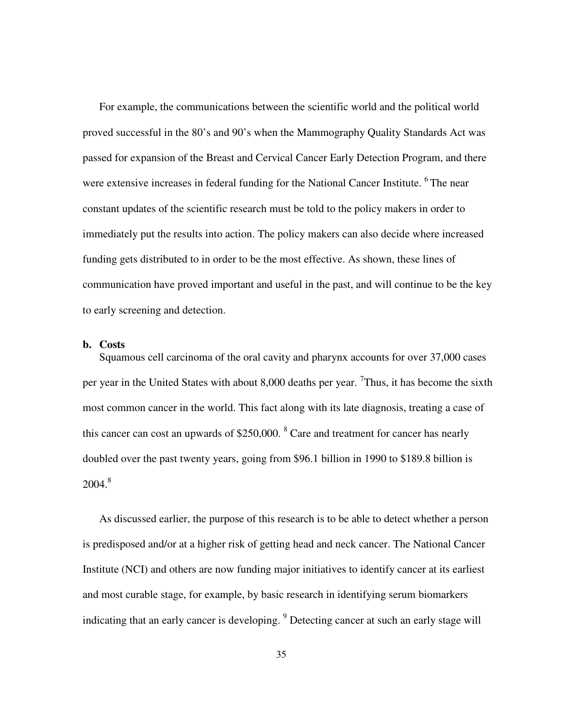For example, the communications between the scientific world and the political world proved successful in the 80's and 90's when the Mammography Quality Standards Act was passed for expansion of the Breast and Cervical Cancer Early Detection Program, and there were extensive increases in federal funding for the National Cancer Institute. [6] The near constant updates of the scientific research must be told to the policy makers in order to immediately put the results into action. The policy makers can also decide where increased funding gets distributed to in order to be the most effective. As shown, these lines of communication have proved important and useful in the past, and will continue to be the key to early screening and detection.

### b. Costs

Squamous cell carcinoma of the oral cavity and pharynx accounts for over 37,000 cases per year in the United States with about 8,000 deaths per year. [7]Thus, it has become the sixth most common cancer in the world. This fact along with its late diagnosis, treating a case of this cancer can cost an upwards of $250,000. [8] Care and treatment for cancer has nearly doubled over the past twenty years, going from $96.1 billion in 1990 to $189.8 billion is 2004.[8]

As discussed earlier, the purpose of this research is to be able to detect whether a person is predisposed and/or at a higher risk of getting head and neck cancer. The National Cancer Institute (NCI) and others are now funding major initiatives to identify cancer at its earliest and most curable stage, for example, by basic research in identifying serum biomarkers indicating that an early cancer is developing. [9] Detecting cancer at such an early stage will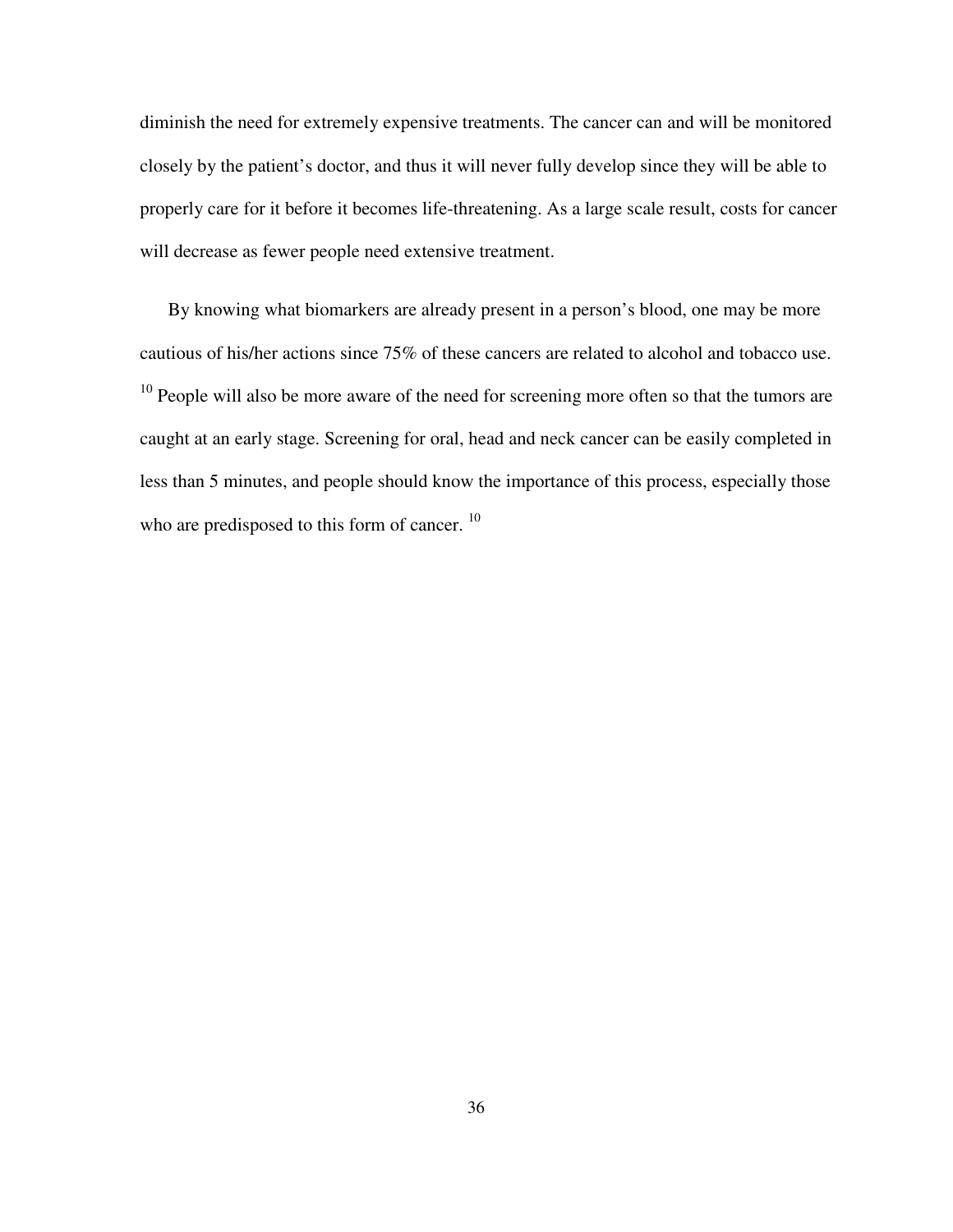diminish the need for extremely expensive treatments. The cancer can and will be monitored closely by the patient's doctor, and thus it will never fully develop since they will be able to properly care for it before it becomes life-threatening. As a large scale result, costs for cancer will decrease as fewer people need extensive treatment.

By knowing what biomarkers are already present in a person's blood, one may be more cautious of his/her actions since 75% of these cancers are related to alcohol and tobacco use. [10] People will also be more aware of the need for screening more often so that the tumors are caught at an early stage. Screening for oral, head and neck cancer can be easily completed in less than 5 minutes, and people should know the importance of this process, especially those who are predisposed to this form of cancer. [10]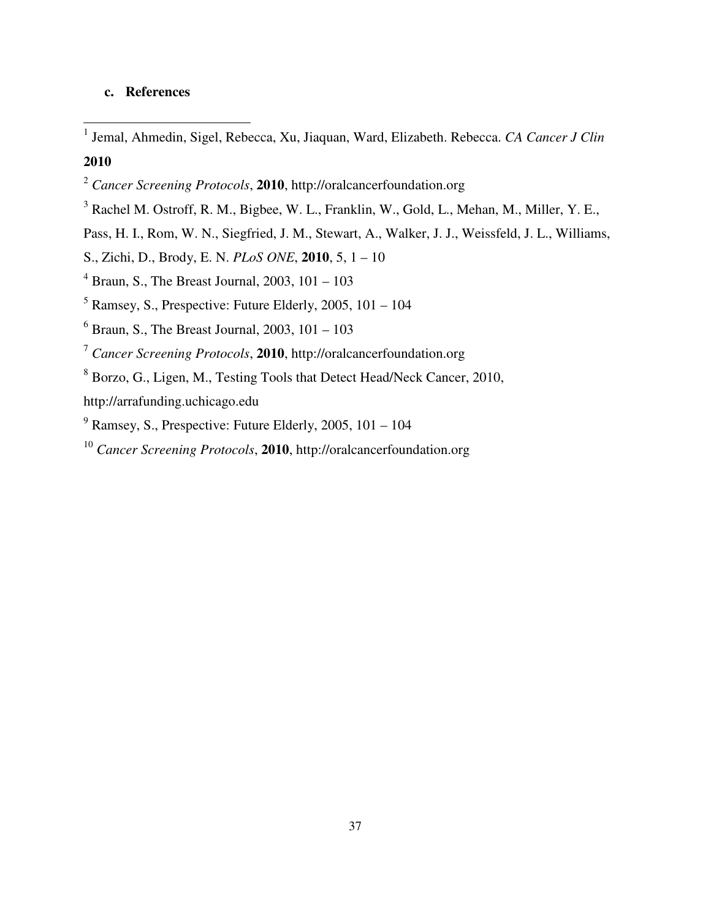### c. References

[1] Jemal, Ahmedin, Sigel, Rebecca, Xu, Jiaquan, Ward, Elizabeth. Rebecca. *CA Cancer J Clin* **2010**

[2] *Cancer Screening Protocols*, **2010**, http://oralcancerfoundation.org

[3] Rachel M. Ostroff, R. M., Bigbee, W. L., Franklin, W., Gold, L., Mehan, M., Miller, Y. E., Pass, H. I., Rom, W. N., Siegfried, J. M., Stewart, A., Walker, J. J., Weissfeld, J. L., Williams, S., Zichi, D., Brody, E. N. *PLoS ONE*, **2010**, 5, 1 – 10

[4] Braun, S., The Breast Journal, 2003, 101 – 103

[5] Ramsey, S., Prespective: Future Elderly, 2005, 101 – 104

[6] Braun, S., The Breast Journal, 2003, 101 – 103

[7] *Cancer Screening Protocols*, **2010**, http://oralcancerfoundation.org

[8] Borzo, G., Ligen, M., Testing Tools that Detect Head/Neck Cancer, 2010, http://arrafunding.uchicago.edu

[9] Ramsey, S., Prespective: Future Elderly, 2005, 101 – 104

[10] *Cancer Screening Protocols*, **2010**, http://oralcancerfoundation.org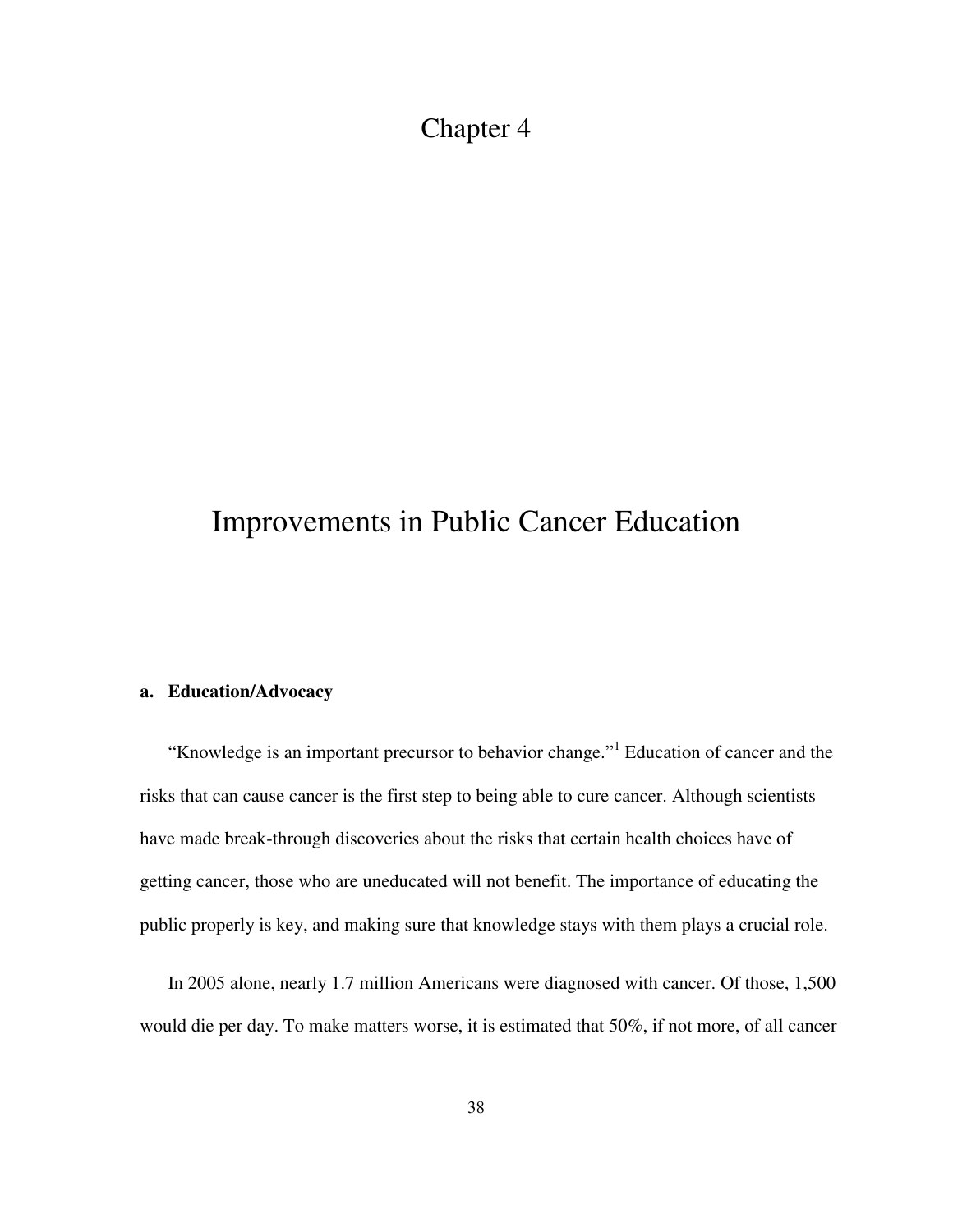# Chapter 4

# Improvements in Public Cancer Education

### a. Education/Advocacy

"Knowledge is an important precursor to behavior change."[1] Education of cancer and the risks that can cause cancer is the first step to being able to cure cancer. Although scientists have made break-through discoveries about the risks that certain health choices have of getting cancer, those who are uneducated will not benefit. The importance of educating the public properly is key, and making sure that knowledge stays with them plays a crucial role.

In 2005 alone, nearly 1.7 million Americans were diagnosed with cancer. Of those, 1,500 would die per day. To make matters worse, it is estimated that 50%, if not more, of all cancer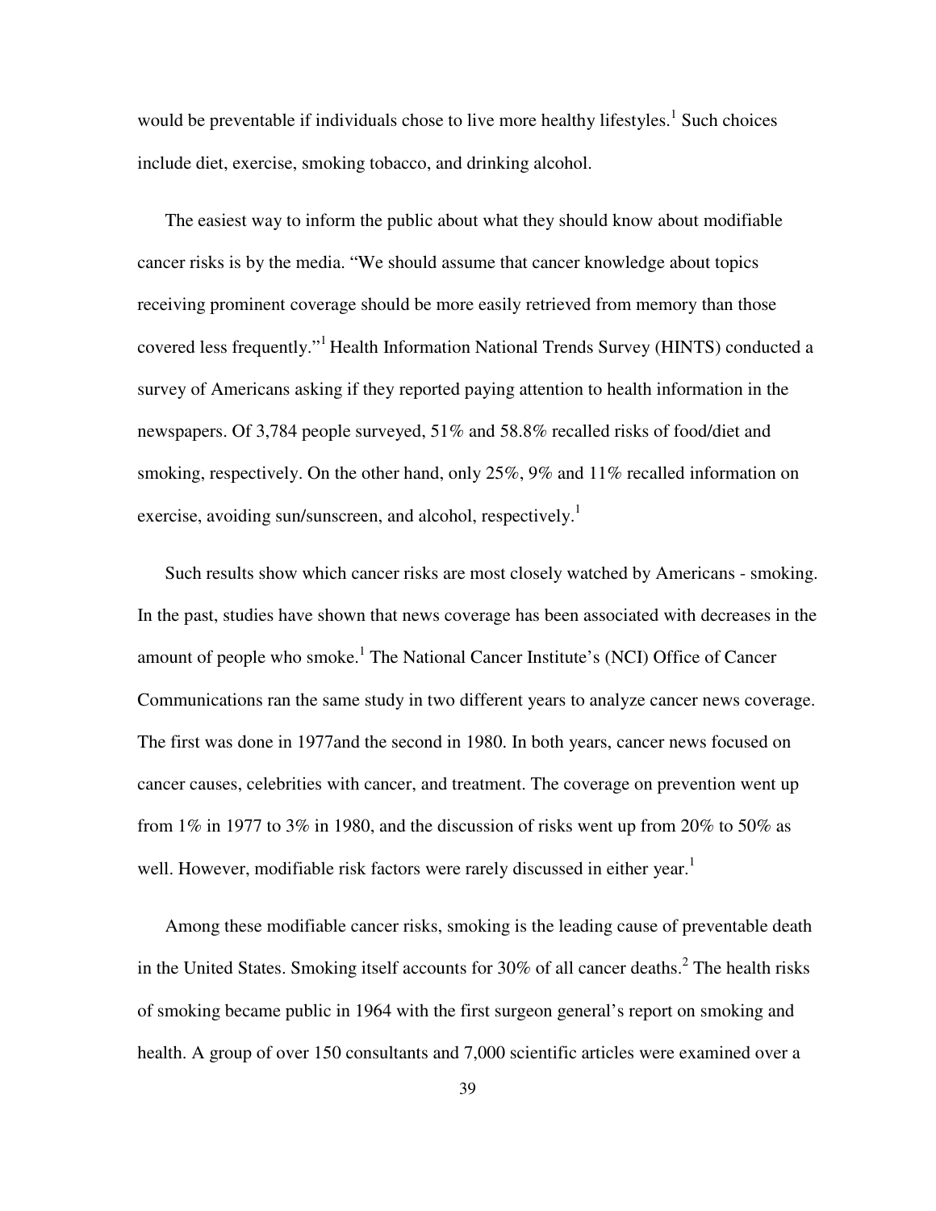would be preventable if individuals chose to live more healthy lifestyles.[1] Such choices include diet, exercise, smoking tobacco, and drinking alcohol.

The easiest way to inform the public about what they should know about modifiable cancer risks is by the media. "We should assume that cancer knowledge about topics receiving prominent coverage should be more easily retrieved from memory than those covered less frequently."[1] Health Information National Trends Survey (HINTS) conducted a survey of Americans asking if they reported paying attention to health information in the newspapers. Of 3,784 people surveyed, 51% and 58.8% recalled risks of food/diet and smoking, respectively. On the other hand, only 25%, 9% and 11% recalled information on exercise, avoiding sun/sunscreen, and alcohol, respectively.[1]

Such results show which cancer risks are most closely watched by Americans - smoking. In the past, studies have shown that news coverage has been associated with decreases in the amount of people who smoke.[1] The National Cancer Institute's (NCI) Office of Cancer Communications ran the same study in two different years to analyze cancer news coverage. The first was done in 1977and the second in 1980. In both years, cancer news focused on cancer causes, celebrities with cancer, and treatment. The coverage on prevention went up from 1% in 1977 to 3% in 1980, and the discussion of risks went up from 20% to 50% as well. However, modifiable risk factors were rarely discussed in either year.[1]

Among these modifiable cancer risks, smoking is the leading cause of preventable death in the United States. Smoking itself accounts for 30% of all cancer deaths.[2] The health risks of smoking became public in 1964 with the first surgeon general's report on smoking and health. A group of over 150 consultants and 7,000 scientific articles were examined over a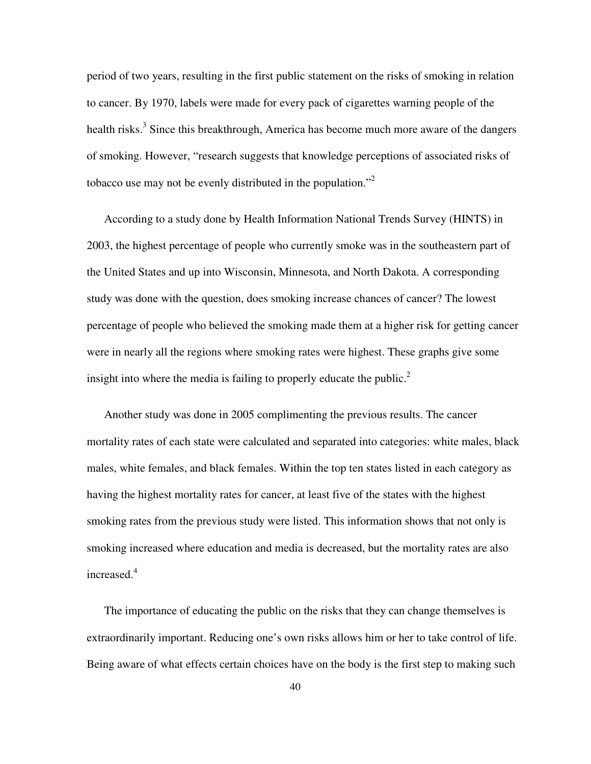period of two years, resulting in the first public statement on the risks of smoking in relation to cancer. By 1970, labels were made for every pack of cigarettes warning people of the health risks.[3] Since this breakthrough, America has become much more aware of the dangers of smoking. However, "research suggests that knowledge perceptions of associated risks of tobacco use may not be evenly distributed in the population."[2]

According to a study done by Health Information National Trends Survey (HINTS) in 2003, the highest percentage of people who currently smoke was in the southeastern part of the United States and up into Wisconsin, Minnesota, and North Dakota. A corresponding study was done with the question, does smoking increase chances of cancer? The lowest percentage of people who believed the smoking made them at a higher risk for getting cancer were in nearly all the regions where smoking rates were highest. These graphs give some insight into where the media is failing to properly educate the public.[2]

Another study was done in 2005 complimenting the previous results. The cancer mortality rates of each state were calculated and separated into categories: white males, black males, white females, and black females. Within the top ten states listed in each category as having the highest mortality rates for cancer, at least five of the states with the highest smoking rates from the previous study were listed. This information shows that not only is smoking increased where education and media is decreased, but the mortality rates are also increased.[4]

The importance of educating the public on the risks that they can change themselves is extraordinarily important. Reducing one's own risks allows him or her to take control of life. Being aware of what effects certain choices have on the body is the first step to making such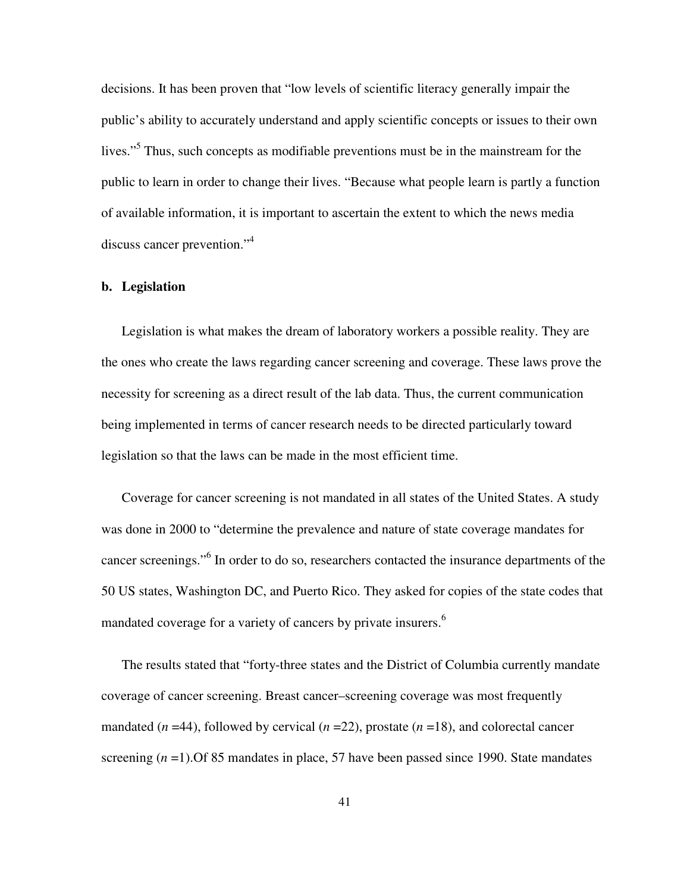decisions. It has been proven that "low levels of scientific literacy generally impair the public's ability to accurately understand and apply scientific concepts or issues to their own lives."[5] Thus, such concepts as modifiable preventions must be in the mainstream for the public to learn in order to change their lives. "Because what people learn is partly a function of available information, it is important to ascertain the extent to which the news media discuss cancer prevention."[4]

**b. Legislation**

Legislation is what makes the dream of laboratory workers a possible reality. They are the ones who create the laws regarding cancer screening and coverage. These laws prove the necessity for screening as a direct result of the lab data. Thus, the current communication being implemented in terms of cancer research needs to be directed particularly toward legislation so that the laws can be made in the most efficient time.

Coverage for cancer screening is not mandated in all states of the United States. A study was done in 2000 to "determine the prevalence and nature of state coverage mandates for cancer screenings."[6] In order to do so, researchers contacted the insurance departments of the 50 US states, Washington DC, and Puerto Rico. They asked for copies of the state codes that mandated coverage for a variety of cancers by private insurers.[6]

The results stated that "forty-three states and the District of Columbia currently mandate coverage of cancer screening. Breast cancer–screening coverage was most frequently mandated ($n$ =44), followed by cervical ($n$ =22), prostate ($n$ =18), and colorectal cancer screening ($n$ =1).Of 85 mandates in place, 57 have been passed since 1990. State mandates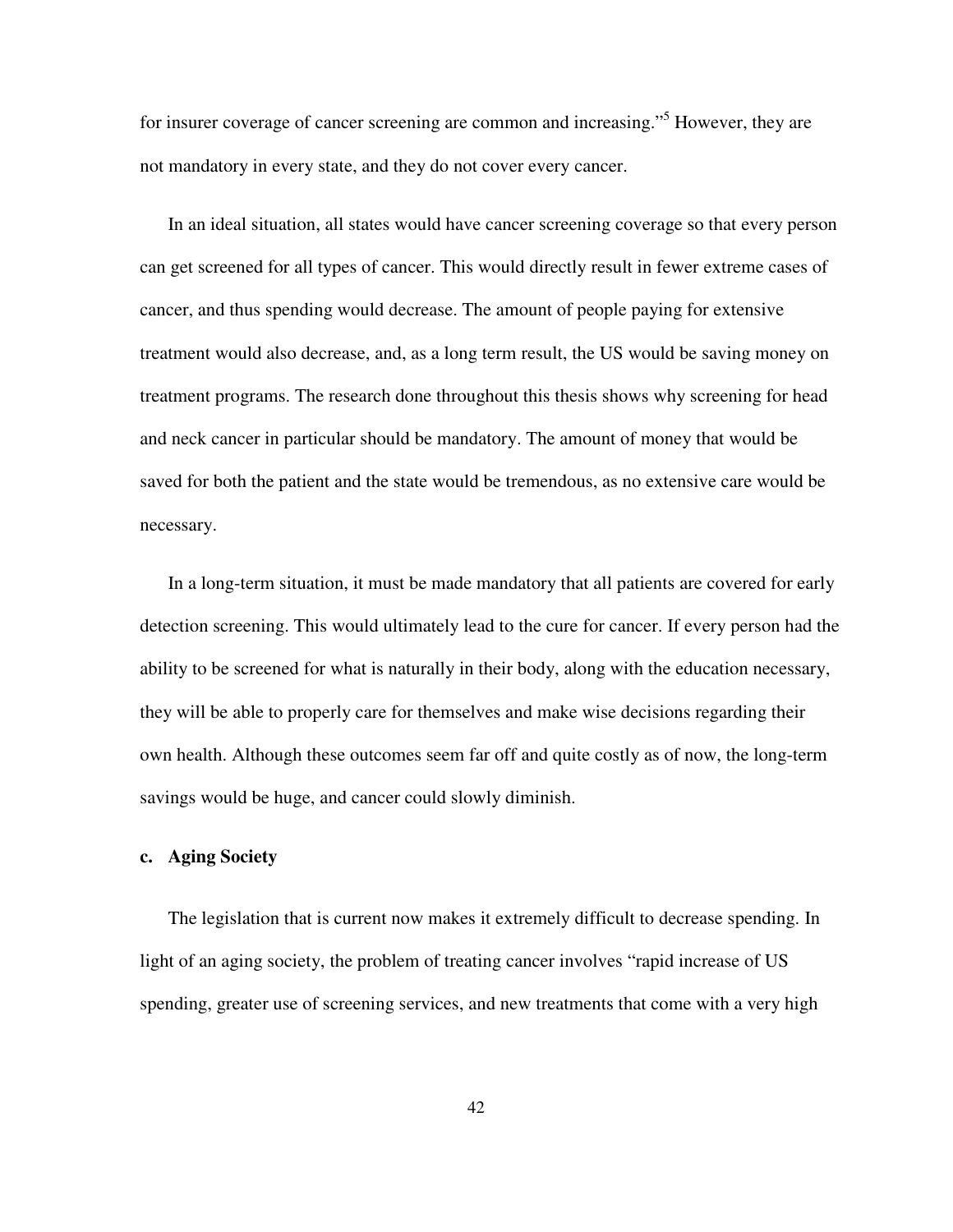for insurer coverage of cancer screening are common and increasing."[5] However, they are not mandatory in every state, and they do not cover every cancer.

In an ideal situation, all states would have cancer screening coverage so that every person can get screened for all types of cancer. This would directly result in fewer extreme cases of cancer, and thus spending would decrease. The amount of people paying for extensive treatment would also decrease, and, as a long term result, the US would be saving money on treatment programs. The research done throughout this thesis shows why screening for head and neck cancer in particular should be mandatory. The amount of money that would be saved for both the patient and the state would be tremendous, as no extensive care would be necessary.

In a long-term situation, it must be made mandatory that all patients are covered for early detection screening. This would ultimately lead to the cure for cancer. If every person had the ability to be screened for what is naturally in their body, along with the education necessary, they will be able to properly care for themselves and make wise decisions regarding their own health. Although these outcomes seem far off and quite costly as of now, the long-term savings would be huge, and cancer could slowly diminish.

### c. Aging Society

The legislation that is current now makes it extremely difficult to decrease spending. In light of an aging society, the problem of treating cancer involves "rapid increase of US spending, greater use of screening services, and new treatments that come with a very high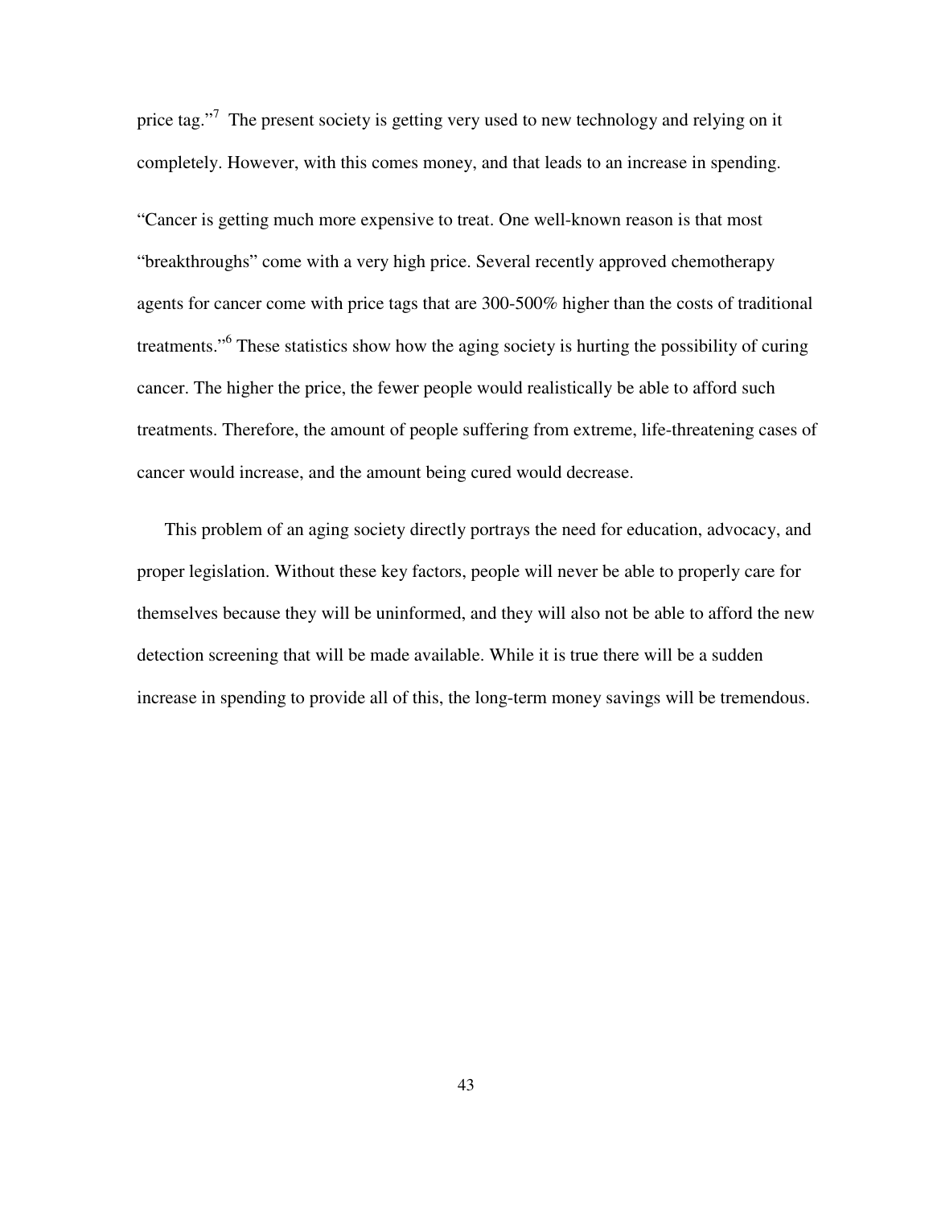price tag."[7] The present society is getting very used to new technology and relying on it completely. However, with this comes money, and that leads to an increase in spending.

"Cancer is getting much more expensive to treat. One well-known reason is that most "breakthroughs" come with a very high price. Several recently approved chemotherapy agents for cancer come with price tags that are 300-500% higher than the costs of traditional treatments."[6] These statistics show how the aging society is hurting the possibility of curing cancer. The higher the price, the fewer people would realistically be able to afford such treatments. Therefore, the amount of people suffering from extreme, life-threatening cases of cancer would increase, and the amount being cured would decrease.

This problem of an aging society directly portrays the need for education, advocacy, and proper legislation. Without these key factors, people will never be able to properly care for themselves because they will be uninformed, and they will also not be able to afford the new detection screening that will be made available. While it is true there will be a sudden increase in spending to provide all of this, the long-term money savings will be tremendous.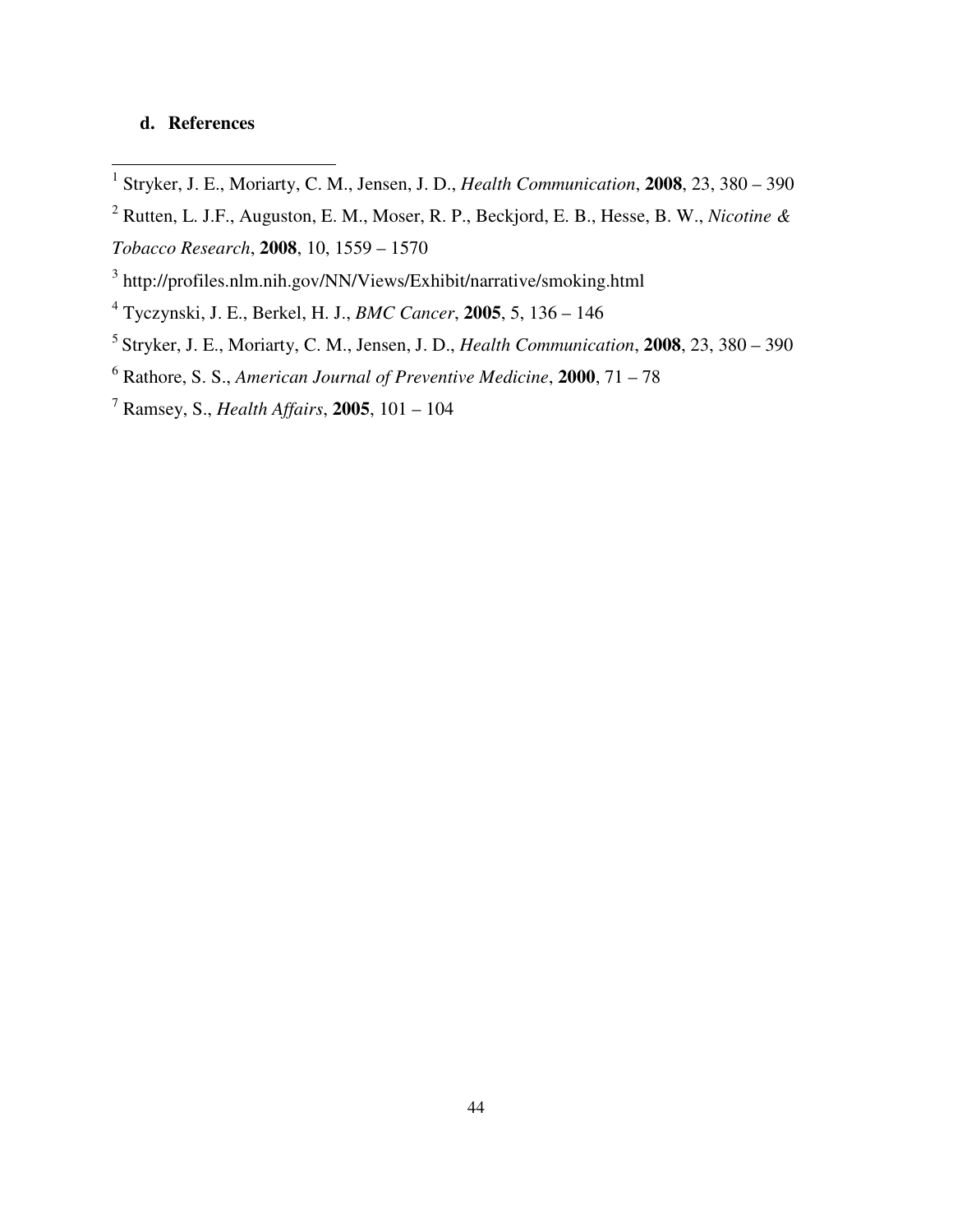### d. References

[1] Stryker, J. E., Moriarty, C. M., Jensen, J. D., *Health Communication*, **2008**, 23, 380 – 390

[2] Rutten, L. J.F., Auguston, E. M., Moser, R. P., Beckjord, E. B., Hesse, B. W., *Nicotine & Tobacco Research*, **2008**, 10, 1559 – 1570

[3] http://profiles.nlm.nih.gov/NN/Views/Exhibit/narrative/smoking.html

[4] Tyczynski, J. E., Berkel, H. J., *BMC Cancer*, **2005**, 5, 136 – 146

[5] Stryker, J. E., Moriarty, C. M., Jensen, J. D., *Health Communication*, **2008**, 23, 380 – 390

[6] Rathore, S. S., *American Journal of Preventive Medicine*, **2000**, 71 – 78

[7] Ramsey, S., *Health Affairs*, **2005**, 101 – 104